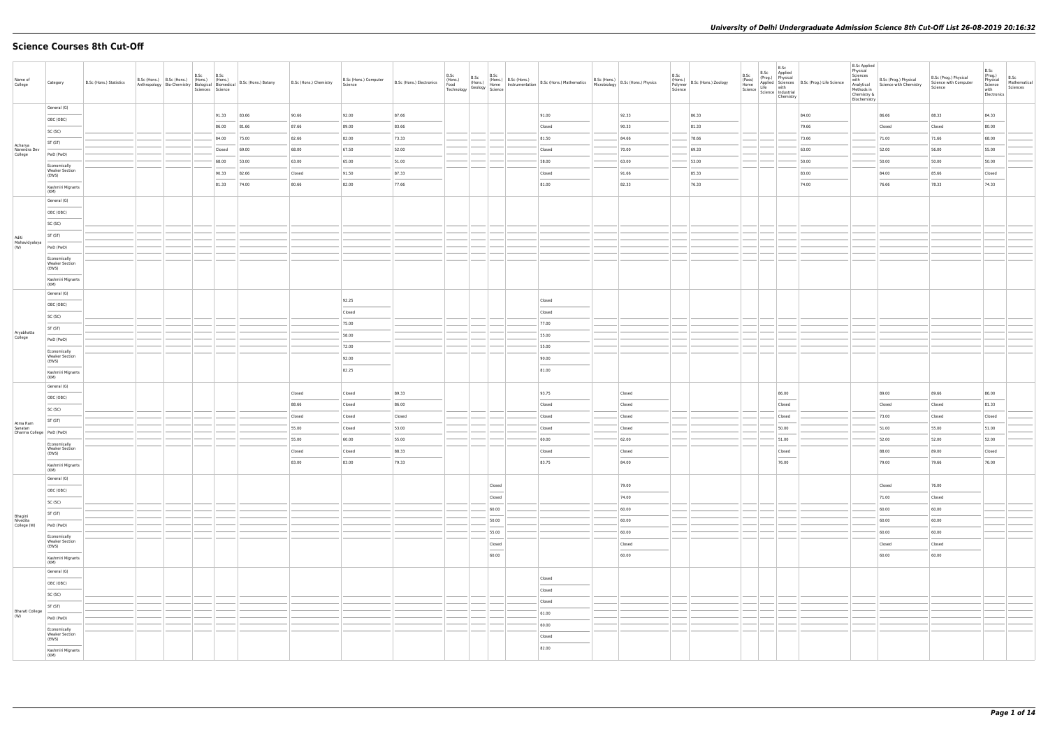# Science Courses 8th Cut-Off

| Name of College | Category | B.Sc (Hons.) Statistics | B.Sc (Hons.) Anthropology | B.Sc (Hons.) Bio-Chemistry | B.Sc (Hons.) Biological Sciences | B.Sc (Hons.) Biomedical Science | B.Sc (Hons.) Botany | B.Sc (Hons.) Chemistry | B.Sc (Hons.) Computer Science | B.Sc (Hons.) Electronics | B.Sc (Hons.) Food Technology | B.Sc (Hons.) Geology | B.Sc (Hons.) Home Science | B.Sc (Hons.) Instrumentation | B.Sc (Hons.) Mathematics | B.Sc (Hons.) Microbiology | B.Sc (Hons.) Physics | B.Sc (Hons.) Polymer Science | B.Sc (Hons.) Zoology | B.Sc (Pass) Home Science | B.Sc (Prog.) Applied Life Science | B.Sc Applied Physical Sciences with Industrial Chemistry | B.Sc (Prog.) Life Science | B.Sc Applied Physical Sciences with Analytical Methods in Chemistry & Biochemistry | B.Sc (Prog.) Physical Science with Chemistry | B.Sc (Prog.) Physical Science with Computer Science | B.Sc (Prog.) Physical Science with Electronics | B.Sc Mathematical Sciences |
|---|---|---|---|---|---|---|---|---|---|---|---|---|---|---|---|---|---|---|---|---|---|---|---|---|---|---|---|---|
| Acharya Narendra Dev College | General (G) | | | | | 91.33 | 83.66 | 90.66 | 92.00 | 87.66 | | | | | 91.00 | | 92.33 | | 86.33 | | | | 84.00 | | 86.66 | 88.33 | 84.33 | |
| | OBC (OBC) | | | | | 86.00 | 81.66 | 87.66 | 89.00 | 83.66 | | | | | Closed | | 90.33 | | 81.33 | | | | 79.66 | | Closed | Closed | 80.00 | |
| | SC (SC) | | | | | 84.00 | 75.00 | 82.66 | 82.00 | 73.33 | | | | | 81.50 | | 84.66 | | 78.66 | | | | 73.66 | | 71.00 | 71.66 | 68.00 | |
| | ST (ST) | | | | | Closed | 69.00 | 68.00 | 67.50 | 52.00 | | | | | Closed | | 70.00 | | 69.33 | | | | 63.00 | | 52.00 | 56.00 | 55.00 | |
| | PwD (PwD) | | | | | 68.00 | 53.00 | 63.00 | 65.00 | 51.00 | | | | | 58.00 | | 63.00 | | 53.00 | | | | 50.00 | | 50.00 | 50.00 | 50.00 | |
| | Economically Weaker Section (EWS) | | | | | 90.33 | 82.66 | Closed | 91.50 | 87.33 | | | | | Closed | | 91.66 | | 85.33 | | | | 83.00 | | 84.00 | 85.66 | Closed | |
| | Kashmiri Migrants (KM) | | | | | 81.33 | 74.00 | 80.66 | 82.00 | 77.66 | | | | | 81.00 | | 82.33 | | 76.33 | | | | 74.00 | | 76.66 | 78.33 | 74.33 | |
| Aditi Mahavidyalaya (W) | General (G) | | | | | | | | | | | | | | | | | | | | | | | | | | | |
| | OBC (OBC) | | | | | | | | | | | | | | | | | | | | | | | | | | | |
| | SC (SC) | | | | | | | | | | | | | | | | | | | | | | | | | | | |
| | ST (ST) | | | | | | | | | | | | | | | | | | | | | | | | | | | |
| | PwD (PwD) | | | | | | | | | | | | | | | | | | | | | | | | | | | |
| | Economically Weaker Section (EWS) | | | | | | | | | | | | | | | | | | | | | | | | | | | |
| | Kashmiri Migrants (KM) | | | | | | | | | | | | | | | | | | | | | | | | | | | |
| Aryabhatta College | General (G) | | | | | | | | 92.25 | | | | | | Closed | | | | | | | | | | | | | |
| | OBC (OBC) | | | | | | | | Closed | | | | | | Closed | | | | | | | | | | | | | |
| | SC (SC) | | | | | | | | 75.00 | | | | | | 77.00 | | | | | | | | | | | | | |
| | ST (ST) | | | | | | | | 58.00 | | | | | | 55.00 | | | | | | | | | | | | | |
| | PwD (PwD) | | | | | | | | 72.00 | | | | | | 55.00 | | | | | | | | | | | | | |
| | Economically Weaker Section (EWS) | | | | | | | | 92.00 | | | | | | 90.00 | | | | | | | | | | | | | |
| | Kashmiri Migrants (KM) | | | | | | | | 82.25 | | | | | | 81.00 | | | | | | | | | | | | | |
| Atma Ram Sanatan Dharma College | General (G) | | | | | | | Closed | Closed | 89.33 | | | | | 93.75 | | Closed | | | | | 86.00 | | | 89.00 | 89.66 | 86.00 | |
| | OBC (OBC) | | | | | | | 88.66 | Closed | 86.00 | | | | | Closed | | Closed | | | | | Closed | | | Closed | Closed | 81.33 | |
| | SC (SC) | | | | | | | Closed | Closed | Closed | | | | | Closed | | Closed | | | | | Closed | | | 73.00 | Closed | Closed | |
| | ST (ST) | | | | | | | 55.00 | Closed | 53.00 | | | | | Closed | | Closed | | | | | 50.00 | | | 51.00 | 55.00 | 51.00 | |
| | PwD (PwD) | | | | | | | 55.00 | 60.00 | 55.00 | | | | | 60.00 | | 62.00 | | | | | 51.00 | | | 52.00 | 52.00 | 52.00 | |
| | Economically Weaker Section (EWS) | | | | | | | Closed | Closed | 88.33 | | | | | Closed | | Closed | | | | | Closed | | | 88.00 | 89.00 | Closed | |
| | Kashmiri Migrants (KM) | | | | | | | 83.00 | 83.00 | 79.33 | | | | | 83.75 | | 84.00 | | | | | 76.00 | | | 79.00 | 79.66 | 76.00 | |
| Bhagini Nivedita College (W) | General (G) | | | | | | | | | | | | Closed | | | | 79.00 | | | | | | | | Closed | 76.00 | | |
| | OBC (OBC) | | | | | | | | | | | | Closed | | | | 74.00 | | | | | | | | 71.00 | Closed | | |
| | SC (SC) | | | | | | | | | | | | 60.00 | | | | 60.00 | | | | | | | | 60.00 | 60.00 | | |
| | ST (ST) | | | | | | | | | | | | 50.00 | | | | 60.00 | | | | | | | | 60.00 | 60.00 | | |
| | PwD (PwD) | | | | | | | | | | | | 55.00 | | | | 60.00 | | | | | | | | 60.00 | 60.00 | | |
| | Economically Weaker Section (EWS) | | | | | | | | | | | | Closed | | | | Closed | | | | | | | | Closed | Closed | | |
| | Kashmiri Migrants (KM) | | | | | | | | | | | | 60.00 | | | | 60.00 | | | | | | | | 60.00 | 60.00 | | |
| Bharati College (W) | General (G) | | | | | | | | | | | | | | Closed | | | | | | | | | | | | | |
| | OBC (OBC) | | | | | | | | | | | | | | Closed | | | | | | | | | | | | | |
| | SC (SC) | | | | | | | | | | | | | | Closed | | | | | | | | | | | | | |
| | ST (ST) | | | | | | | | | | | | | | 61.00 | | | | | | | | | | | | | |
| | PwD (PwD) | | | | | | | | | | | | | | 60.00 | | | | | | | | | | | | | |
| | Economically Weaker Section (EWS) | | | | | | | | | | | | | | Closed | | | | | | | | | | | | | |
| | Kashmiri Migrants (KM) | | | | | | | | | | | | | | 82.00 | | | | | | | | | | | | | |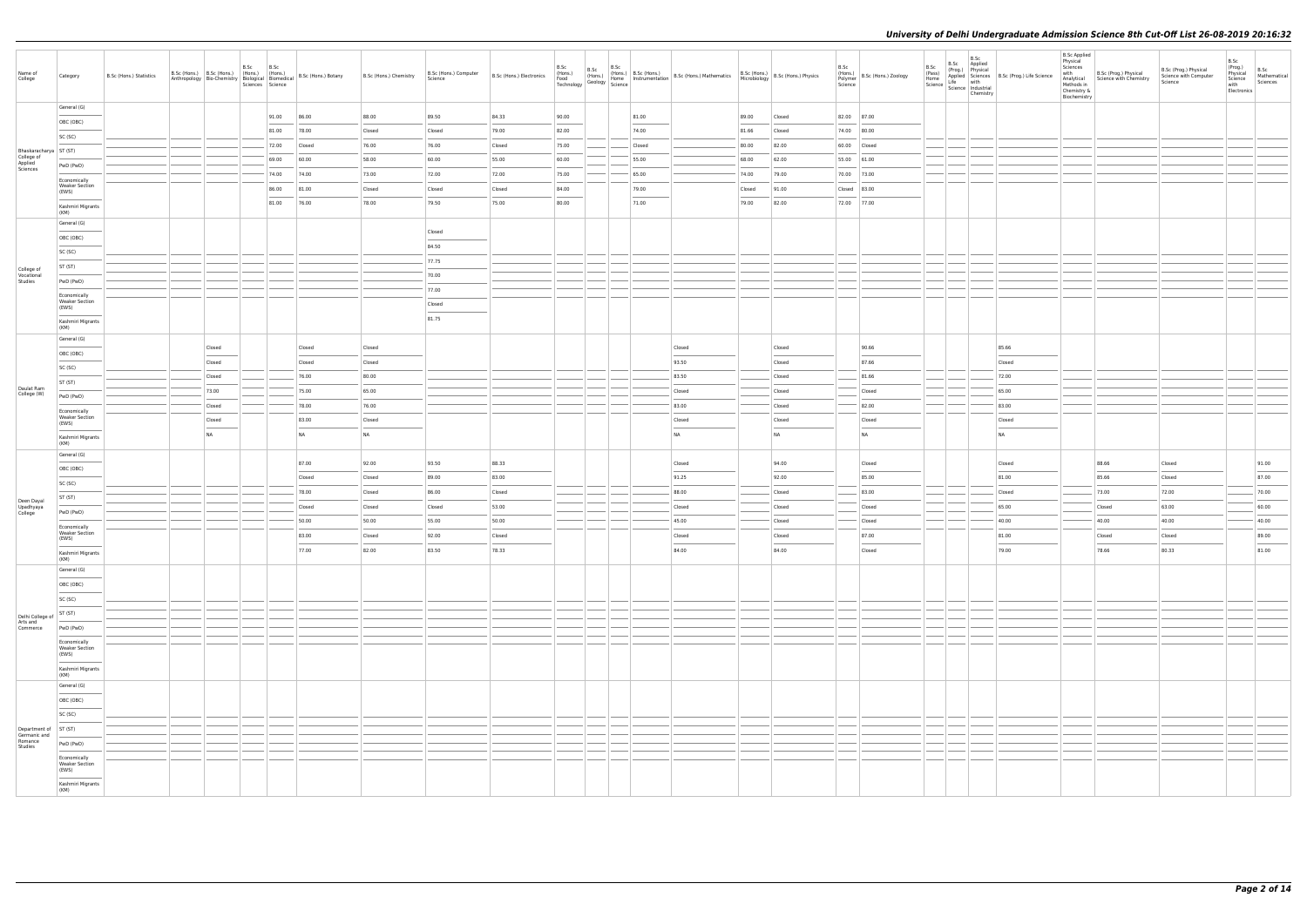# University of Delhi Undergraduate Admission Science 8th Cut-Off List 26-08-2019 20:16:32

| Name of College | Category | B.Sc (Hons.) Statistics | B.Sc (Hons.) Anthropology | B.Sc (Hons.) Bio-Chemistry | B.Sc (Hons.) Biological Sciences | B.Sc (Hons.) Biomedical Science | B.Sc (Hons.) Botany | B.Sc (Hons.) Chemistry | B.Sc (Hons.) Computer Science | B.Sc (Hons.) Electronics | B.Sc (Hons.) Food Technology | B.Sc (Hons.) Geology | B.Sc (Hons.) Home Science | B.Sc (Hons.) Instrumentation | B.Sc (Hons.) Mathematics | B.Sc (Hons.) Microbiology | B.Sc (Hons.) Physics | B.Sc (Hons.) Polymer Science | B.Sc (Hons.) Zoology | B.Sc (Pass) Home Science | B.Sc (Prog.) Applied Life Science | B.Sc Applied Physical Sciences with Industrial Chemistry | B.Sc (Prog.) Life Science | B.Sc Applied Physical Sciences with Analytical Methods in Chemistry & Biochemistry | B.Sc (Prog.) Physical Science with Chemistry | B.Sc (Prog.) Physical Science with Computer Science | B.Sc (Prog.) Physical Science with Electronics | B.Sc Mathematical Sciences |
|---|---|---|---|---|---|---|---|---|---|---|---|---|---|---|---|---|---|---|---|---|---|---|---|---|---|---|---|---|
| Bhaskaracharya College of Applied Sciences | General (G) | | | | | 91.00 | 86.00 | 88.00 | 89.50 | 84.33 | 90.00 | | | 81.00 | | 89.00 | Closed | 82.00 | 87.00 | | | | | | | | | |
| | OBC (OBC) | | | | | 81.00 | 78.00 | Closed | Closed | 79.00 | 82.00 | | | 74.00 | | 81.66 | Closed | 74.00 | 80.00 | | | | | | | | | |
| | SC (SC) | | | | | 72.00 | Closed | 76.00 | 76.00 | Closed | 75.00 | | | Closed | | 80.00 | 82.00 | 60.00 | Closed | | | | | | | | | |
| | ST (ST) | | | | | 69.00 | 60.00 | 58.00 | 60.00 | 55.00 | 60.00 | | | 55.00 | | 68.00 | 62.00 | 55.00 | 61.00 | | | | | | | | | |
| | PwD (PwD) | | | | | 74.00 | 74.00 | 73.00 | 72.00 | 72.00 | 75.00 | | | 65.00 | | 74.00 | 79.00 | 70.00 | 73.00 | | | | | | | | | |
| | Economically Weaker Section (EWS) | | | | | 86.00 | 81.00 | Closed | Closed | Closed | 84.00 | | | 79.00 | | Closed | 91.00 | Closed | 83.00 | | | | | | | | | |
| | Kashmiri Migrants (KM) | | | | | 81.00 | 76.00 | 78.00 | 79.50 | 75.00 | 80.00 | | | 71.00 | | 79.00 | 82.00 | 72.00 | 77.00 | | | | | | | | | |
| College of Vocational Studies | General (G) | | | | | | | | Closed | | | | | | | | | | | | | | | | | | | |
| | OBC (OBC) | | | | | | | | 84.50 | | | | | | | | | | | | | | | | | | | |
| | SC (SC) | | | | | | | | 77.75 | | | | | | | | | | | | | | | | | | | |
| | ST (ST) | | | | | | | | 70.00 | | | | | | | | | | | | | | | | | | | |
| | PwD (PwD) | | | | | | | | 77.00 | | | | | | | | | | | | | | | | | | | |
| | Economically Weaker Section (EWS) | | | | | | | | Closed | | | | | | | | | | | | | | | | | | | |
| | Kashmiri Migrants (KM) | | | | | | | | 81.75 | | | | | | | | | | | | | | | | | | | |
| Daulat Ram College (W) | General (G) | | | Closed | | | Closed | Closed | | | | | | | Closed | | Closed | | 90.66 | | | | 85.66 | | | | | |
| | OBC (OBC) | | | Closed | | | Closed | Closed | | | | | | | 93.50 | | Closed | | 87.66 | | | | Closed | | | | | |
| | SC (SC) | | | Closed | | | 76.00 | 80.00 | | | | | | | 83.50 | | Closed | | 81.66 | | | | 72.00 | | | | | |
| | ST (ST) | | | 73.00 | | | 75.00 | 65.00 | | | | | | | Closed | | Closed | | Closed | | | | 65.00 | | | | | |
| | PwD (PwD) | | | Closed | | | 78.00 | 76.00 | | | | | | | 83.00 | | Closed | | 82.00 | | | | 83.00 | | | | | |
| | Economically Weaker Section (EWS) | | | Closed | | | 83.00 | Closed | | | | | | | Closed | | Closed | | Closed | | | | Closed | | | | | |
| | Kashmiri Migrants (KM) | | | NA | | | NA | NA | | | | | | | NA | | NA | | NA | | | | NA | | | | | |
| Deen Dayal Upadhyaya College | General (G) | | | | | | 87.00 | 92.00 | 93.50 | 88.33 | | | | | Closed | | 94.00 | | Closed | | | | Closed | | 88.66 | Closed | | 91.00 |
| | OBC (OBC) | | | | | | Closed | Closed | 89.00 | 83.00 | | | | | 91.25 | | 92.00 | | 85.00 | | | | 81.00 | | 85.66 | Closed | | 87.00 |
| | SC (SC) | | | | | | 78.00 | Closed | 86.00 | Closed | | | | | 88.00 | | Closed | | 83.00 | | | | Closed | | 73.00 | 72.00 | | 70.00 |
| | ST (ST) | | | | | | Closed | Closed | Closed | 53.00 | | | | | Closed | | Closed | | Closed | | | | 65.00 | | Closed | 63.00 | | 60.00 |
| | PwD (PwD) | | | | | | 50.00 | 50.00 | 55.00 | 50.00 | | | | | 45.00 | | Closed | | Closed | | | | 40.00 | | 40.00 | 40.00 | | 40.00 |
| | Economically Weaker Section (EWS) | | | | | | 83.00 | Closed | 92.00 | Closed | | | | | Closed | | Closed | | 87.00 | | | | 81.00 | | Closed | Closed | | 89.00 |
| | Kashmiri Migrants (KM) | | | | | | 77.00 | 82.00 | 83.50 | 78.33 | | | | | 84.00 | | 84.00 | | Closed | | | | 79.00 | | 78.66 | 80.33 | | 81.00 |
| Delhi College of Arts and Commerce | General (G) | | | | | | | | | | | | | | | | | | | | | | | | | | | |
| | OBC (OBC) | | | | | | | | | | | | | | | | | | | | | | | | | | | |
| | SC (SC) | | | | | | | | | | | | | | | | | | | | | | | | | | | |
| | ST (ST) | | | | | | | | | | | | | | | | | | | | | | | | | | | |
| | PwD (PwD) | | | | | | | | | | | | | | | | | | | | | | | | | | | |
| | Economically Weaker Section (EWS) | | | | | | | | | | | | | | | | | | | | | | | | | | | |
| | Kashmiri Migrants (KM) | | | | | | | | | | | | | | | | | | | | | | | | | | | |
| Department of Germanic and Romance Studies | General (G) | | | | | | | | | | | | | | | | | | | | | | | | | | | |
| | OBC (OBC) | | | | | | | | | | | | | | | | | | | | | | | | | | | |
| | SC (SC) | | | | | | | | | | | | | | | | | | | | | | | | | | | |
| | ST (ST) | | | | | | | | | | | | | | | | | | | | | | | | | | | |
| | PwD (PwD) | | | | | | | | | | | | | | | | | | | | | | | | | | | |
| | Economically Weaker Section (EWS) | | | | | | | | | | | | | | | | | | | | | | | | | | | |
| | Kashmiri Migrants (KM) | | | | | | | | | | | | | | | | | | | | | | | | | | | |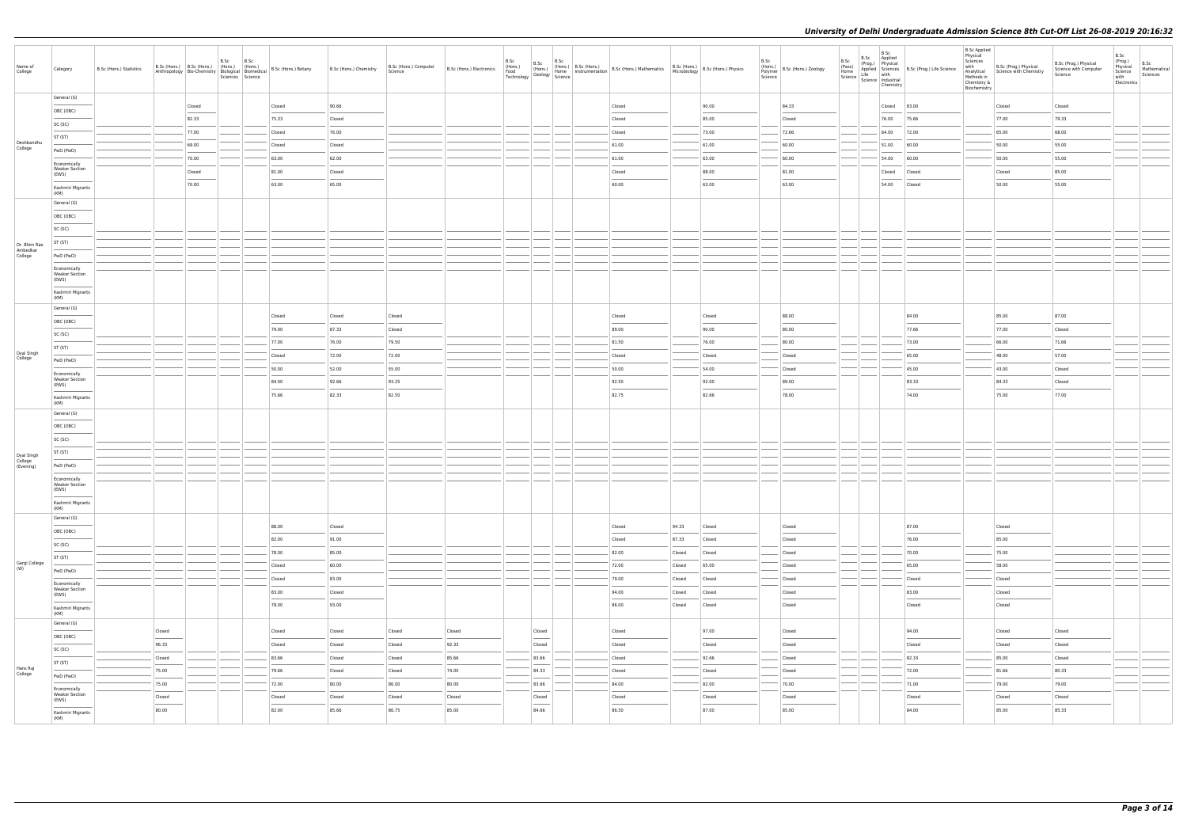# University of Delhi Undergraduate Admission Science 8th Cut-Off List 26-08-2019 20:16:32

| Name of College | Category | B.Sc (Hons.) Statistics | B.Sc (Hons.) Anthropology | B.Sc (Hons.) Bio-Chemistry | B.Sc (Hons.) Biological Sciences | B.Sc (Hons.) Biomedical Science | B.Sc (Hons.) Botany | B.Sc (Hons.) Chemistry | B.Sc (Hons.) Computer Science | B.Sc (Hons.) Electronics | B.Sc (Hons.) Food Technology | B.Sc (Hons.) Geology | B.Sc (Hons.) Home Science | B.Sc (Hons.) Instrumentation | B.Sc (Hons.) Mathematics | B.Sc (Hons.) Microbiology | B.Sc (Hons.) Physics | B.Sc (Hons.) Polymer Science | B.Sc (Hons.) Zoology | B.Sc (Pass) Home Science | B.Sc (Prog.) Applied Life Science | B.Sc Applied Physical Sciences with Industrial Chemistry | B.Sc (Prog.) Life Science | B.Sc Applied Physical Sciences with Analytical Methods in Chemistry & Biochemistry | B.Sc (Prog.) Physical Science with Chemistry | B.Sc (Prog.) Physical Science with Computer Science | B.Sc (Prog.) Physical Science with Electronics | B.Sc Mathematical Sciences |
|---|---|---|---|---|---|---|---|---|---|---|---|---|---|---|---|---|---|---|---|---|---|---|---|---|---|---|---|---|
| Deshbandhu College | General (G) | | | Closed | | | Closed | 90.66 | | | | | | | Closed | | 90.00 | | 84.33 | | | Closed | 83.00 | | Closed | Closed | | |
| | OBC (OBC) | | | 82.33 | | | 75.33 | Closed | | | | | | | Closed | | 85.00 | | Closed | | | 76.00 | 75.66 | | 77.00 | 79.33 | | |
| | SC (SC) | | | 77.00 | | | Closed | 76.00 | | | | | | | Closed | | 73.00 | | 72.66 | | | 64.00 | 72.00 | | 65.00 | 68.00 | | |
| | ST (ST) | | | 69.00 | | | Closed | Closed | | | | | | | 61.00 | | 61.00 | | 60.00 | | | 51.00 | 60.00 | | 50.00 | 55.00 | | |
| | PwD (PwD) | | | 70.00 | | | 63.00 | 62.00 | | | | | | | 61.00 | | 63.00 | | 60.00 | | | 54.00 | 60.00 | | 50.00 | 55.00 | | |
| | Economically Weaker Section (EWS) | | | Closed | | | 81.00 | Closed | | | | | | | Closed | | 88.00 | | 81.00 | | | Closed | Closed | | Closed | 85.00 | | |
| | Kashmiri Migrants (KM) | | | 70.00 | | | 63.00 | 65.00 | | | | | | | 60.00 | | 63.00 | | 63.00 | | | 54.00 | Closed | | 50.00 | 55.00 | | |
| Dr. Bhim Rao Ambedkar College | General (G) | | | | | | | | | | | | | | | | | | | | | | | | | | | |
| | OBC (OBC) | | | | | | | | | | | | | | | | | | | | | | | | | | | |
| | SC (SC) | | | | | | | | | | | | | | | | | | | | | | | | | | | |
| | ST (ST) | | | | | | | | | | | | | | | | | | | | | | | | | | | |
| | PwD (PwD) | | | | | | | | | | | | | | | | | | | | | | | | | | | |
| | Economically Weaker Section (EWS) | | | | | | | | | | | | | | | | | | | | | | | | | | | |
| | Kashmiri Migrants (KM) | | | | | | | | | | | | | | | | | | | | | | | | | | | |
| Dyal Singh College | General (G) | | | | | | Closed | Closed | Closed | | | | | | Closed | | Closed | | 88.00 | | | | 84.00 | | 85.00 | 87.00 | | |
| | OBC (OBC) | | | | | | 79.00 | 87.33 | Closed | | | | | | 89.00 | | 90.00 | | 80.00 | | | | 77.66 | | 77.00 | Closed | | |
| | SC (SC) | | | | | | 77.00 | 76.00 | 79.50 | | | | | | 81.50 | | 76.00 | | 80.00 | | | | 73.00 | | 66.00 | 71.66 | | |
| | ST (ST) | | | | | | Closed | 72.00 | 72.00 | | | | | | Closed | | Closed | | Closed | | | | 65.00 | | 48.00 | 57.00 | | |
| | PwD (PwD) | | | | | | 50.00 | 52.00 | 55.00 | | | | | | 50.00 | | 54.00 | | Closed | | | | 45.00 | | 43.00 | Closed | | |
| | Economically Weaker Section (EWS) | | | | | | 84.00 | 92.66 | 93.25 | | | | | | 92.50 | | 92.00 | | 89.00 | | | | 83.33 | | 84.33 | Closed | | |
| | Kashmiri Migrants (KM) | | | | | | 75.66 | 82.33 | 82.50 | | | | | | 82.75 | | 82.66 | | 78.00 | | | | 74.00 | | 75.00 | 77.00 | | |
| Dyal Singh College (Evening) | General (G) | | | | | | | | | | | | | | | | | | | | | | | | | | | |
| | OBC (OBC) | | | | | | | | | | | | | | | | | | | | | | | | | | | |
| | SC (SC) | | | | | | | | | | | | | | | | | | | | | | | | | | | |
| | ST (ST) | | | | | | | | | | | | | | | | | | | | | | | | | | | |
| | PwD (PwD) | | | | | | | | | | | | | | | | | | | | | | | | | | | |
| | Economically Weaker Section (EWS) | | | | | | | | | | | | | | | | | | | | | | | | | | | |
| | Kashmiri Migrants (KM) | | | | | | | | | | | | | | | | | | | | | | | | | | | |
| Gargi College (W) | General (G) | | | | | | 88.00 | Closed | | | | | | | Closed | 94.33 | Closed | | Closed | | | | 87.00 | | Closed | | | |
| | OBC (OBC) | | | | | | 82.00 | 91.00 | | | | | | | Closed | 87.33 | Closed | | Closed | | | | 76.00 | | 85.00 | | | |
| | SC (SC) | | | | | | 78.00 | 85.00 | | | | | | | 82.00 | Closed | Closed | | Closed | | | | 70.00 | | 75.00 | | | |
| | ST (ST) | | | | | | Closed | 60.00 | | | | | | | 72.00 | Closed | 65.00 | | Closed | | | | 65.00 | | 58.00 | | | |
| | PwD (PwD) | | | | | | Closed | 83.00 | | | | | | | 79.00 | Closed | Closed | | Closed | | | | Closed | | Closed | | | |
| | Economically Weaker Section (EWS) | | | | | | 83.00 | Closed | | | | | | | 94.00 | Closed | Closed | | Closed | | | | 83.00 | | Closed | | | |
| | Kashmiri Migrants (KM) | | | | | | 78.00 | 93.00 | | | | | | | 86.00 | Closed | Closed | | Closed | | | | Closed | | Closed | | | |
| Hans Raj College | General (G) | | Closed | | | | Closed | Closed | Closed | Closed | | Closed | | | Closed | | 97.00 | | Closed | | | | 94.00 | | Closed | Closed | | |
| | OBC (OBC) | | 96.33 | | | | Closed | Closed | Closed | 92.33 | | Closed | | | Closed | | Closed | | Closed | | | | Closed | | Closed | Closed | | |
| | SC (SC) | | Closed | | | | 83.66 | Closed | Closed | 85.66 | | 83.66 | | | Closed | | 92.66 | | Closed | | | | 82.33 | | 85.00 | Closed | | |
| | ST (ST) | | 75.00 | | | | 79.66 | Closed | Closed | 74.00 | | 84.33 | | | Closed | | Closed | | Closed | | | | 72.00 | | 81.66 | 80.33 | | |
| | PwD (PwD) | | 75.00 | | | | 72.00 | 80.00 | 86.00 | 80.00 | | 83.66 | | | 84.00 | | 82.00 | | 70.00 | | | | 71.00 | | 79.00 | 79.00 | | |
| | Economically Weaker Section (EWS) | | Closed | | | | Closed | Closed | Closed | Closed | | Closed | | | Closed | | Closed | | Closed | | | | Closed | | Closed | Closed | | |
| | Kashmiri Migrants (KM) | | 80.00 | | | | 82.00 | 85.66 | 86.75 | 85.00 | | 84.66 | | | 86.50 | | 87.00 | | 85.00 | | | | 84.00 | | 85.00 | 85.33 | | |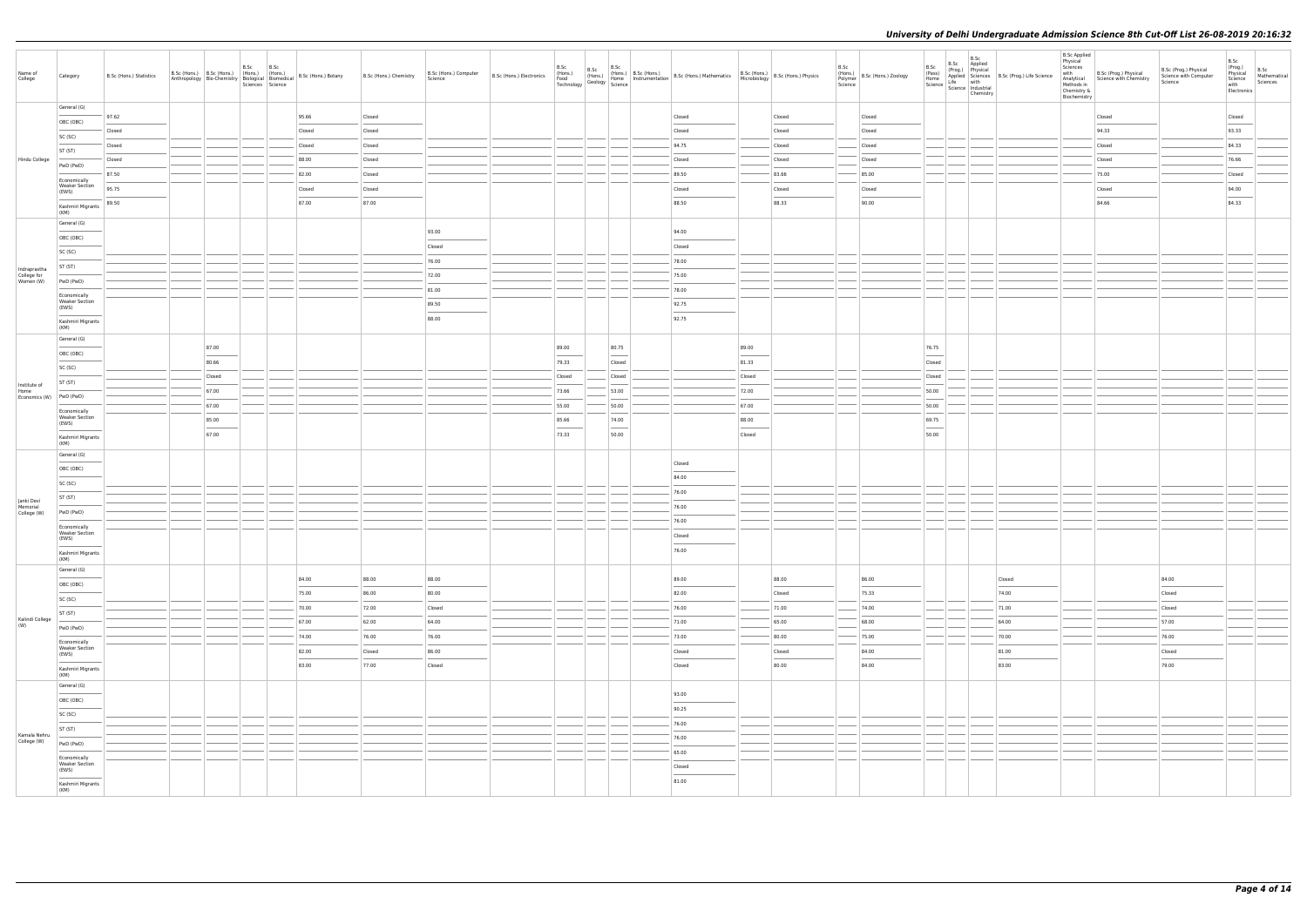| Name of College | Category | B.Sc (Hons.) Statistics | B.Sc (Hons.) Anthropology | B.Sc (Hons.) Bio-Chemistry | B.Sc (Hons.) Biological Sciences | B.Sc (Hons.) Biomedical Science | B.Sc (Hons.) Botany | B.Sc (Hons.) Chemistry | B.Sc (Hons.) Computer Science | B.Sc (Hons.) Electronics | B.Sc (Hons.) Food Technology | B.Sc (Hons.) Geology | B.Sc (Hons.) Home Science | B.Sc (Hons.) Instrumentation | B.Sc (Hons.) Mathematics | B.Sc (Hons.) Microbiology | B.Sc (Hons.) Physics | B.Sc (Hons.) Polymer Science | B.Sc (Hons.) Zoology | B.Sc (Pass) Home Science | B.Sc (Prog.) Applied Life Science | B.Sc Applied Physical Sciences with Industrial Chemistry | B.Sc (Prog.) Life Science | B.Sc Applied Physical Sciences with Analytical Methods in Chemistry & Biochemistry | B.Sc (Prog.) Physical Science with Chemistry | B.Sc (Prog.) Physical Science with Computer Science | B.Sc (Prog.) Physical Science with Electronics | B.Sc Mathematical Sciences |
|---|---|---|---|---|---|---|---|---|---|---|---|---|---|---|---|---|---|---|---|---|---|---|---|---|---|---|---|---|
| Hindu College | General (G) | 97.62 | | | | | 95.66 | Closed | | | | | | | Closed | | Closed | | Closed | | | | | | Closed | | Closed | |
| | OBC (OBC) | Closed | | | | | Closed | Closed | | | | | | | Closed | | Closed | | Closed | | | | | | 94.33 | | 93.33 | |
| | SC (SC) | Closed | | | | | Closed | Closed | | | | | | | 94.75 | | Closed | | Closed | | | | | | Closed | | 84.33 | |
| | ST (ST) | Closed | | | | | 88.00 | Closed | | | | | | | Closed | | Closed | | Closed | | | | | | Closed | | 76.66 | |
| | PwD (PwD) | 87.50 | | | | | 82.00 | Closed | | | | | | | 89.50 | | 83.66 | | 85.00 | | | | | | 75.00 | | Closed | |
| | Economically Weaker Section (EWS) | 95.75 | | | | | Closed | Closed | | | | | | | Closed | | Closed | | Closed | | | | | | Closed | | 94.00 | |
| | Kashmiri Migrants (KM) | 89.50 | | | | | 87.00 | 87.00 | | | | | | | 88.50 | | 88.33 | | 90.00 | | | | | | 84.66 | | 84.33 | |
| Indraprastha College for Women (W) | General (G) | | | | | | | | 93.00 | | | | | | 94.00 | | | | | | | | | | | | | |
| | OBC (OBC) | | | | | | | | Closed | | | | | | Closed | | | | | | | | | | | | | |
| | SC (SC) | | | | | | | | 76.00 | | | | | | 78.00 | | | | | | | | | | | | | |
| | ST (ST) | | | | | | | | 72.00 | | | | | | 75.00 | | | | | | | | | | | | | |
| | PwD (PwD) | | | | | | | | 81.00 | | | | | | 78.00 | | | | | | | | | | | | | |
| | Economically Weaker Section (EWS) | | | | | | | | 89.50 | | | | | | 92.75 | | | | | | | | | | | | | |
| | Kashmiri Migrants (KM) | | | | | | | | 88.00 | | | | | | 92.75 | | | | | | | | | | | | | |
| Institute of Home Economics (W) | General (G) | | | 87.00 | | | | | | | 89.00 | | 80.75 | | | 89.00 | | | | 76.75 | | | | | | | | |
| | OBC (OBC) | | | 80.66 | | | | | | | 79.33 | | Closed | | | 81.33 | | | | Closed | | | | | | | | |
| | SC (SC) | | | Closed | | | | | | | Closed | | Closed | | | Closed | | | | Closed | | | | | | | | |
| | ST (ST) | | | 67.00 | | | | | | | 73.66 | | 53.00 | | | 72.00 | | | | 50.00 | | | | | | | | |
| | PwD (PwD) | | | 67.00 | | | | | | | 55.00 | | 50.00 | | | 67.00 | | | | 50.00 | | | | | | | | |
| | Economically Weaker Section (EWS) | | | 85.00 | | | | | | | 85.66 | | 74.00 | | | 88.00 | | | | 69.75 | | | | | | | | |
| | Kashmiri Migrants (KM) | | | 67.00 | | | | | | | 73.33 | | 50.00 | | | Closed | | | | 50.00 | | | | | | | | |
| Janki Devi Memorial College (W) | General (G) | | | | | | | | | | | | | | Closed | | | | | | | | | | | | | |
| | OBC (OBC) | | | | | | | | | | | | | | 84.00 | | | | | | | | | | | | | |
| | SC (SC) | | | | | | | | | | | | | | 76.00 | | | | | | | | | | | | | |
| | ST (ST) | | | | | | | | | | | | | | 76.00 | | | | | | | | | | | | | |
| | PwD (PwD) | | | | | | | | | | | | | | 76.00 | | | | | | | | | | | | | |
| | Economically Weaker Section (EWS) | | | | | | | | | | | | | | Closed | | | | | | | | | | | | | |
| | Kashmiri Migrants (KM) | | | | | | | | | | | | | | 76.00 | | | | | | | | | | | | | |
| Kalindi College (W) | General (G) | | | | | | 84.00 | 88.00 | 88.00 | | | | | | 89.00 | | 88.00 | | 86.00 | | | | Closed | | | 84.00 | | |
| | OBC (OBC) | | | | | | 75.00 | 86.00 | 80.00 | | | | | | 82.00 | | Closed | | 75.33 | | | | 74.00 | | | Closed | | |
| | SC (SC) | | | | | | 70.00 | 72.00 | Closed | | | | | | 76.00 | | 71.00 | | 74.00 | | | | 71.00 | | | Closed | | |
| | ST (ST) | | | | | | 67.00 | 62.00 | 64.00 | | | | | | 71.00 | | 65.00 | | 68.00 | | | | 64.00 | | | 57.00 | | |
| | PwD (PwD) | | | | | | 74.00 | 76.00 | 76.00 | | | | | | 73.00 | | 80.00 | | 75.00 | | | | 70.00 | | | 76.00 | | |
| | Economically Weaker Section (EWS) | | | | | | 82.00 | Closed | 86.00 | | | | | | Closed | | Closed | | 84.00 | | | | 81.00 | | | Closed | | |
| | Kashmiri Migrants (KM) | | | | | | 83.00 | 77.00 | Closed | | | | | | Closed | | 80.00 | | 84.00 | | | | 83.00 | | | 79.00 | | |
| Kamala Nehru College (W) | General (G) | | | | | | | | | | | | | | 93.00 | | | | | | | | | | | | | |
| | OBC (OBC) | | | | | | | | | | | | | | 90.25 | | | | | | | | | | | | | |
| | SC (SC) | | | | | | | | | | | | | | 76.00 | | | | | | | | | | | | | |
| | ST (ST) | | | | | | | | | | | | | | 76.00 | | | | | | | | | | | | | |
| | PwD (PwD) | | | | | | | | | | | | | | 65.00 | | | | | | | | | | | | | |
| | Economically Weaker Section (EWS) | | | | | | | | | | | | | | Closed | | | | | | | | | | | | | |
| | Kashmiri Migrants (KM) | | | | | | | | | | | | | | 81.00 | | | | | | | | | | | | | |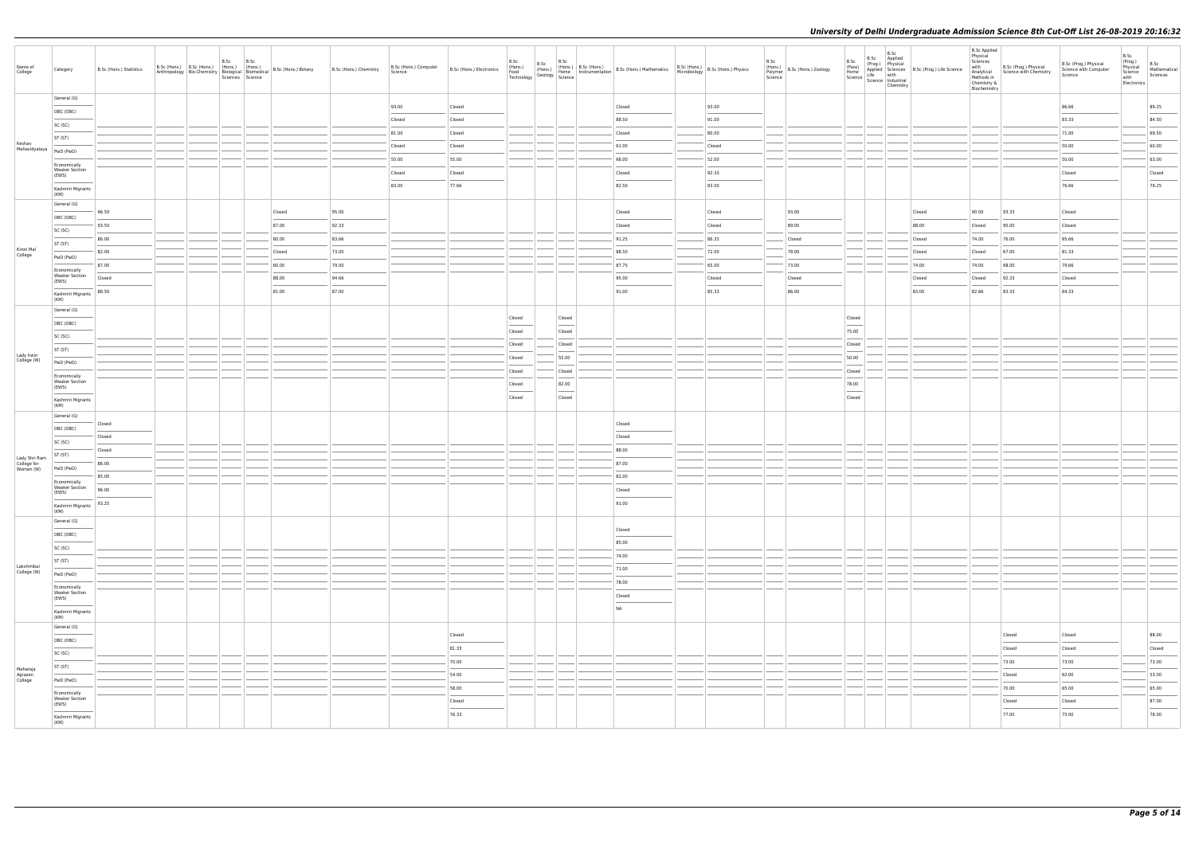| Name of College | Category | B.Sc (Hons.) Statistics | B.Sc (Hons.) Anthropology | B.Sc (Hons.) Bio-Chemistry | B.Sc (Hons.) Biological Sciences | B.Sc (Hons.) Biomedical Science | B.Sc (Hons.) Botany | B.Sc (Hons.) Chemistry | B.Sc (Hons.) Computer Science | B.Sc (Hons.) Electronics | B.Sc (Hons.) Food Technology | B.Sc (Hons.) Geology | B.Sc (Hons.) Home Science | B.Sc (Hons.) Instrumentation | B.Sc (Hons.) Mathematics | B.Sc (Hons.) Microbiology | B.Sc (Hons.) Physics | B.Sc (Hons.) Polymer Science | B.Sc (Hons.) Zoology | B.Sc (Pass) Home Science | B.Sc (Prog.) Applied Life Science | B.Sc Applied Physical Sciences with Industrial Chemistry | B.Sc (Prog.) Life Science | B.Sc Applied Physical Sciences with Analytical Methods in Chemistry & Biochemistry | B.Sc (Prog.) Physical Science with Chemistry | B.Sc (Prog.) Physical Science with Computer Science | B.Sc (Prog.) Physical Science with Electronics | B.Sc Mathematical Sciences |
|---|---|---|---|---|---|---|---|---|---|---|---|---|---|---|---|---|---|---|---|---|---|---|---|---|---|---|---|---|
| Keshav Mahavidyalaya | General (G) | | | | | | | | 93.00 | Closed | | | | | Closed | | 93.00 | | | | | | | | | 86.66 | | 89.25 |
| | OBC (OBC) | | | | | | | | Closed | Closed | | | | | 88.50 | | 91.00 | | | | | | | | | 83.33 | | 84.50 |
| | SC (SC) | | | | | | | | 81.00 | Closed | | | | | Closed | | 80.00 | | | | | | | | | 71.00 | | 69.50 |
| | ST (ST) | | | | | | | | Closed | Closed | | | | | 61.00 | | Closed | | | | | | | | | 50.00 | | 60.00 |
| | PwD (PwD) | | | | | | | | 55.00 | 55.00 | | | | | 66.00 | | 52.00 | | | | | | | | | 50.00 | | 63.00 |
| | Economically Weaker Section (EWS) | | | | | | | | Closed | Closed | | | | | Closed | | 92.33 | | | | | | | | | Closed | | Closed |
| | Kashmiri Migrants (KM) | | | | | | | | 83.00 | 77.66 | | | | | 82.50 | | 83.00 | | | | | | | | | 76.66 | | 79.25 |
| Kirori Mal College | General (G) | 96.50 | | | | | Closed | 95.00 | | | | | | | Closed | | Closed | | 93.00 | | | | Closed | 90.00 | 93.33 | Closed | | |
| | OBC (OBC) | 93.50 | | | | | 87.00 | 92.33 | | | | | | | Closed | | Closed | | 89.00 | | | | 88.00 | Closed | 90.00 | Closed | | |
| | SC (SC) | 86.00 | | | | | 80.00 | 83.66 | | | | | | | 91.25 | | 86.33 | | Closed | | | | Closed | 74.00 | 76.00 | 85.66 | | |
| | ST (ST) | 82.00 | | | | | Closed | 73.00 | | | | | | | 88.50 | | 72.00 | | 78.00 | | | | Closed | Closed | 67.00 | 81.33 | | |
| | PwD (PwD) | 87.00 | | | | | 60.00 | 79.00 | | | | | | | 87.75 | | 65.00 | | 73.00 | | | | 74.00 | 74.00 | 68.00 | 79.66 | | |
| | Economically Weaker Section (EWS) | Closed | | | | | 88.00 | 94.66 | | | | | | | 95.00 | | Closed | | Closed | | | | Closed | Closed | 92.33 | Closed | | |
| | Kashmiri Migrants (KM) | 88.50 | | | | | 81.00 | 87.00 | | | | | | | 91.00 | | 85.33 | | 86.00 | | | | 83.00 | 82.66 | 83.33 | 84.33 | | |
| Lady Irwin College (W) | General (G) | | | | | | | | | | Closed | | Closed | | | | | | | Closed | | | | | | | | |
| | OBC (OBC) | | | | | | | | | | Closed | | Closed | | | | | | | 75.00 | | | | | | | | |
| | SC (SC) | | | | | | | | | | Closed | | Closed | | | | | | | Closed | | | | | | | | |
| | ST (ST) | | | | | | | | | | Closed | | 55.00 | | | | | | | 50.00 | | | | | | | | |
| | PwD (PwD) | | | | | | | | | | Closed | | Closed | | | | | | | Closed | | | | | | | | |
| | Economically Weaker Section (EWS) | | | | | | | | | | Closed | | 82.00 | | | | | | | 78.00 | | | | | | | | |
| | Kashmiri Migrants (KM) | | | | | | | | | | Closed | | Closed | | | | | | | Closed | | | | | | | | |
| Lady Shri Ram College for Women (W) | General (G) | Closed | | | | | | | | | | | | | Closed | | | | | | | | | | | | | |
| | OBC (OBC) | Closed | | | | | | | | | | | | | Closed | | | | | | | | | | | | | |
| | SC (SC) | Closed | | | | | | | | | | | | | 88.00 | | | | | | | | | | | | | |
| | ST (ST) | 86.00 | | | | | | | | | | | | | 87.00 | | | | | | | | | | | | | |
| | PwD (PwD) | 85.00 | | | | | | | | | | | | | 82.00 | | | | | | | | | | | | | |
| | Economically Weaker Section (EWS) | 96.00 | | | | | | | | | | | | | Closed | | | | | | | | | | | | | |
| | Kashmiri Migrants (KM) | 93.25 | | | | | | | | | | | | | 91.00 | | | | | | | | | | | | | |
| Lakshmibai College (W) | General (G) | | | | | | | | | | | | | | Closed | | | | | | | | | | | | | |
| | OBC (OBC) | | | | | | | | | | | | | | 85.00 | | | | | | | | | | | | | |
| | SC (SC) | | | | | | | | | | | | | | 74.00 | | | | | | | | | | | | | |
| | ST (ST) | | | | | | | | | | | | | | 71.00 | | | | | | | | | | | | | |
| | PwD (PwD) | | | | | | | | | | | | | | 78.00 | | | | | | | | | | | | | |
| | Economically Weaker Section (EWS) | | | | | | | | | | | | | | Closed | | | | | | | | | | | | | |
| | Kashmiri Migrants (KM) | | | | | | | | | | | | | | NA | | | | | | | | | | | | | |
| Maharaja Agrasen College | General (G) | | | | | | | | | Closed | | | | | | | | | | | | | | | Closed | Closed | | 88.00 |
| | OBC (OBC) | | | | | | | | | 81.33 | | | | | | | | | | | | | | | Closed | Closed | | Closed |
| | SC (SC) | | | | | | | | | 70.00 | | | | | | | | | | | | | | | 73.00 | 73.00 | | 73.00 |
| | ST (ST) | | | | | | | | | 54.00 | | | | | | | | | | | | | | | Closed | 62.00 | | 53.00 |
| | PwD (PwD) | | | | | | | | | 58.00 | | | | | | | | | | | | | | | 70.00 | 65.00 | | 65.00 |
| | Economically Weaker Section (EWS) | | | | | | | | | Closed | | | | | | | | | | | | | | | Closed | Closed | | 87.00 |
| | Kashmiri Migrants (KM) | | | | | | | | | 76.33 | | | | | | | | | | | | | | | 77.00 | 75.00 | | 78.00 |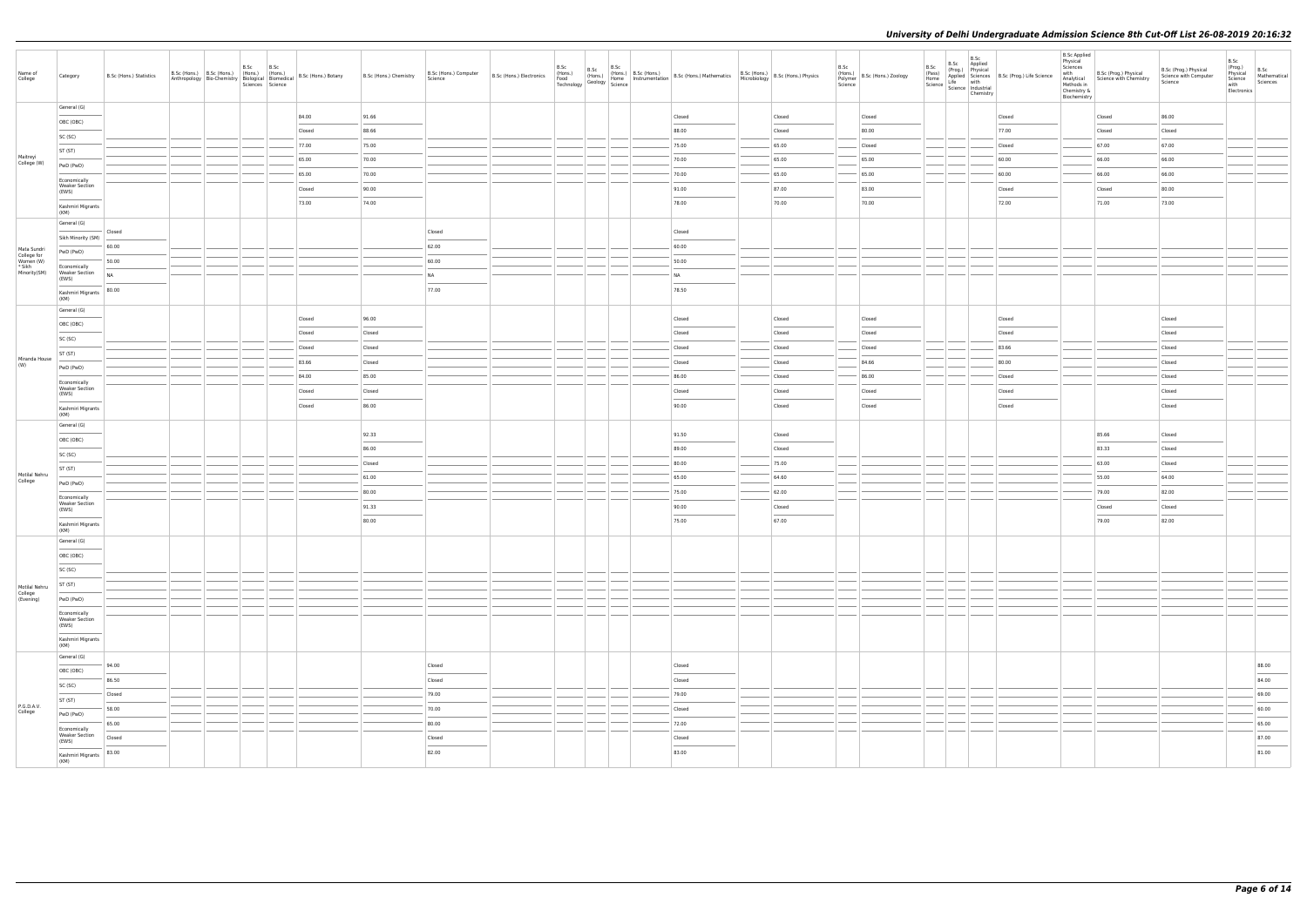| Name of College | Category | B.Sc (Hons.) Statistics | B.Sc (Hons.) Anthropology | B.Sc (Hons.) Bio-Chemistry | B.Sc (Hons.) Biological Sciences | B.Sc (Hons.) Biomedical Science | B.Sc (Hons.) Botany | B.Sc (Hons.) Chemistry | B.Sc (Hons.) Computer Science | B.Sc (Hons.) Electronics | B.Sc (Hons.) Food Technology | B.Sc (Hons.) Geology | B.Sc (Hons.) Home Science | B.Sc (Hons.) Instrumentation | B.Sc (Hons.) Mathematics | B.Sc (Hons.) Microbiology | B.Sc (Hons.) Physics | B.Sc (Hons.) Polymer Science | B.Sc (Hons.) Zoology | B.Sc (Pass) Home Science | B.Sc (Prog.) Applied Life Science | B.Sc Applied Physical Sciences with Industrial Chemistry | B.Sc (Prog.) Life Science | B.Sc Applied Physical Sciences with Analytical Methods in Chemistry & Biochemistry | B.Sc (Prog.) Physical Science with Chemistry | B.Sc (Prog.) Physical Science with Computer Science | B.Sc (Prog.) Physical Science with Electronics | B.Sc Mathematical Sciences |
|---|---|---|---|---|---|---|---|---|---|---|---|---|---|---|---|---|---|---|---|---|---|---|---|---|---|---|---|---|
| Maitreyi College (W) | General (G) | | | | | | 84.00 | 91.66 | | | | | | | Closed | | Closed | | Closed | | | | Closed | | Closed | 86.00 | | |
| | OBC (OBC) | | | | | | Closed | 88.66 | | | | | | | 88.00 | | Closed | | 80.00 | | | | 77.00 | | Closed | Closed | | |
| | SC (SC) | | | | | | 77.00 | 75.00 | | | | | | | 75.00 | | 65.00 | | Closed | | | | Closed | | 67.00 | 67.00 | | |
| | ST (ST) | | | | | | 65.00 | 70.00 | | | | | | | 70.00 | | 65.00 | | 65.00 | | | | 60.00 | | 66.00 | 66.00 | | |
| | PwD (PwD) | | | | | | 65.00 | 70.00 | | | | | | | 70.00 | | 65.00 | | 65.00 | | | | 60.00 | | 66.00 | 66.00 | | |
| | Economically Weaker Section (EWS) | | | | | | Closed | 90.00 | | | | | | | 91.00 | | 87.00 | | 83.00 | | | | Closed | | Closed | 80.00 | | |
| | Kashmiri Migrants (KM) | | | | | | 73.00 | 74.00 | | | | | | | 78.00 | | 70.00 | | 70.00 | | | | 72.00 | | 71.00 | 73.00 | | |
| Mata Sundri College for Women (W) * Sikh Minority(SM) | General (G) | Closed | | | | | | | Closed | | | | | | Closed | | | | | | | | | | | | | |
| | Sikh Minority (SM) | 60.00 | | | | | | | 62.00 | | | | | | 60.00 | | | | | | | | | | | | | |
| | PwD (PwD) | 50.00 | | | | | | | 60.00 | | | | | | 50.00 | | | | | | | | | | | | | |
| | Economically Weaker Section (EWS) | NA | | | | | | | NA | | | | | | NA | | | | | | | | | | | | | |
| | Kashmiri Migrants (KM) | 80.00 | | | | | | | 77.00 | | | | | | 78.50 | | | | | | | | | | | | | |
| Miranda House (W) | General (G) | | | | | | Closed | 96.00 | | | | | | | Closed | | Closed | | Closed | | | | Closed | | | Closed | | |
| | OBC (OBC) | | | | | | Closed | Closed | | | | | | | Closed | | Closed | | Closed | | | | Closed | | | Closed | | |
| | SC (SC) | | | | | | Closed | Closed | | | | | | | Closed | | Closed | | Closed | | | | Closed | | | Closed | | |
| | ST (ST) | | | | | | 83.66 | Closed | | | | | | | Closed | | Closed | | 84.66 | | | | 83.66 | | | Closed | | |
| | PwD (PwD) | | | | | | 84.00 | 85.00 | | | | | | | 86.00 | | Closed | | 86.00 | | | | 80.00 | | | Closed | | |
| | Economically Weaker Section (EWS) | | | | | | Closed | Closed | | | | | | | Closed | | Closed | | Closed | | | | Closed | | | Closed | | |
| | Kashmiri Migrants (KM) | | | | | | Closed | 86.00 | | | | | | | 90.00 | | Closed | | Closed | | | | Closed | | | Closed | | |
| Motilal Nehru College | General (G) | | | | | | | 92.33 | | | | | | | 91.50 | | Closed | | | | | | | | 85.66 | Closed | | |
| | OBC (OBC) | | | | | | | 86.00 | | | | | | | 89.00 | | Closed | | | | | | | | 83.33 | Closed | | |
| | SC (SC) | | | | | | | Closed | | | | | | | 80.00 | | 75.00 | | | | | | | | 63.00 | Closed | | |
| | ST (ST) | | | | | | | 61.00 | | | | | | | 65.00 | | 64.60 | | | | | | | | 55.00 | 64.00 | | |
| | PwD (PwD) | | | | | | | 80.00 | | | | | | | 75.00 | | 62.00 | | | | | | | | 79.00 | 82.00 | | |
| | Economically Weaker Section (EWS) | | | | | | | 91.33 | | | | | | | 90.00 | | Closed | | | | | | | | Closed | Closed | | |
| | Kashmiri Migrants (KM) | | | | | | | 80.00 | | | | | | | 75.00 | | 67.00 | | | | | | | | 79.00 | 82.00 | | |
| Motilal Nehru College (Evening) | General (G) | | | | | | | | | | | | | | | | | | | | | | | | | | | |
| | OBC (OBC) | | | | | | | | | | | | | | | | | | | | | | | | | | | |
| | SC (SC) | | | | | | | | | | | | | | | | | | | | | | | | | | | |
| | ST (ST) | | | | | | | | | | | | | | | | | | | | | | | | | | | |
| | PwD (PwD) | | | | | | | | | | | | | | | | | | | | | | | | | | | |
| | Economically Weaker Section (EWS) | | | | | | | | | | | | | | | | | | | | | | | | | | | |
| | Kashmiri Migrants (KM) | | | | | | | | | | | | | | | | | | | | | | | | | | | |
| P.G.D.A.V. College | General (G) | 94.00 | | | | | | | Closed | | | | | | Closed | | | | | | | | | | | | | 88.00 |
| | OBC (OBC) | 86.50 | | | | | | | Closed | | | | | | Closed | | | | | | | | | | | | | 84.00 |
| | SC (SC) | Closed | | | | | | | 79.00 | | | | | | 79.00 | | | | | | | | | | | | | 69.00 |
| | ST (ST) | 58.00 | | | | | | | 70.00 | | | | | | Closed | | | | | | | | | | | | | 60.00 |
| | PwD (PwD) | 65.00 | | | | | | | 80.00 | | | | | | 72.00 | | | | | | | | | | | | | 65.00 |
| | Economically Weaker Section (EWS) | Closed | | | | | | | Closed | | | | | | Closed | | | | | | | | | | | | | 87.00 |
| | Kashmiri Migrants (KM) | 83.00 | | | | | | | 82.00 | | | | | | 83.00 | | | | | | | | | | | | | 81.00 |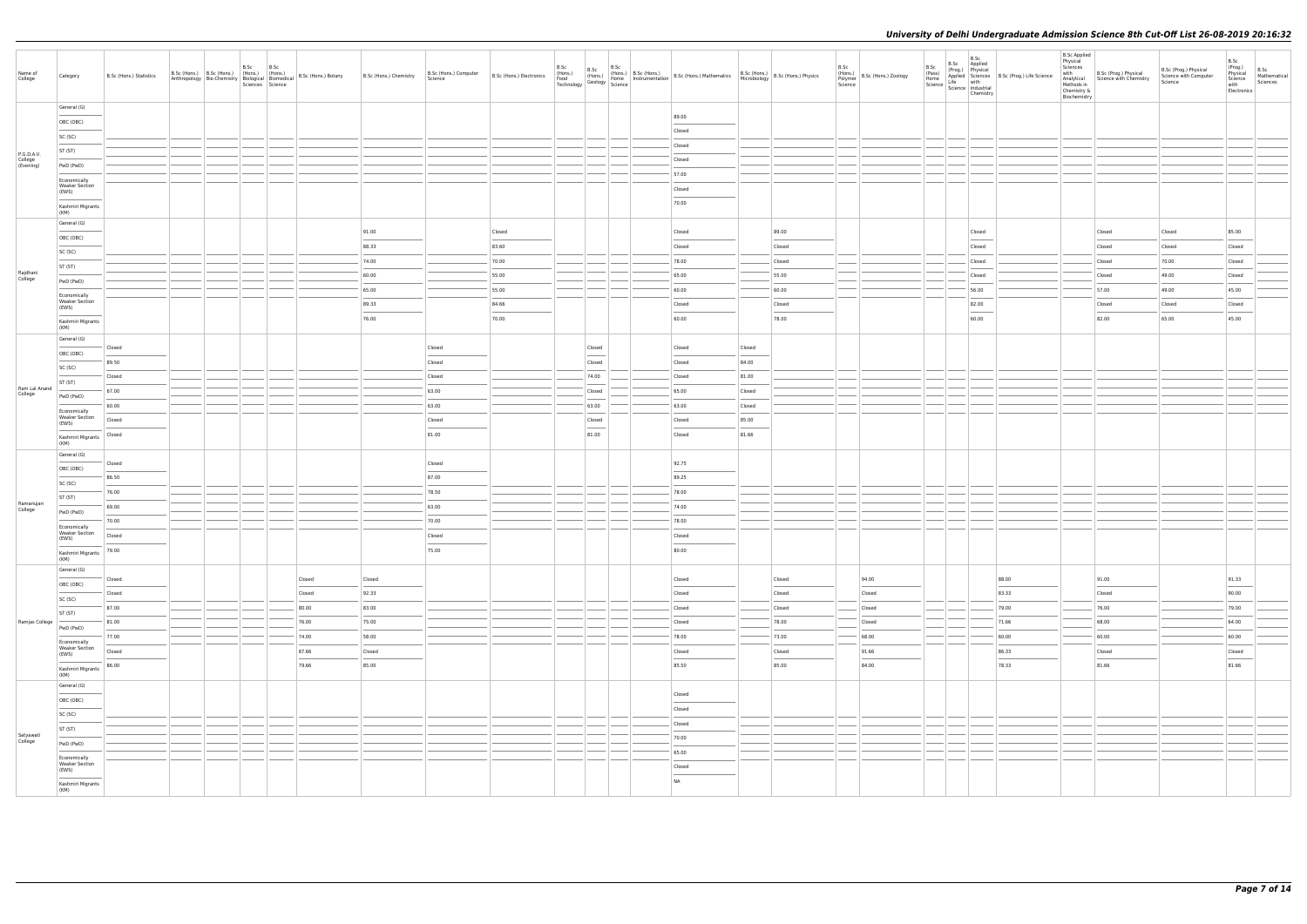# University of Delhi Undergraduate Admission Science 8th Cut-Off List 26-08-2019 20:16:32

| Name of College | Category | B.Sc (Hons.) Statistics | B.Sc (Hons.) Anthropology | B.Sc (Hons.) Bio-Chemistry | B.Sc (Hons.) Biological Sciences | B.Sc (Hons.) Biomedical Science | B.Sc (Hons.) Botany | B.Sc (Hons.) Chemistry | B.Sc (Hons.) Computer Science | B.Sc (Hons.) Electronics | B.Sc (Hons.) Food Technology | B.Sc (Hons.) Geology | B.Sc (Hons.) Home Science | B.Sc (Hons.) Instrumentation | B.Sc (Hons.) Mathematics | B.Sc (Hons.) Microbiology | B.Sc (Hons.) Physics | B.Sc (Hons.) Polymer Science | B.Sc (Hons.) Zoology | B.Sc (Pass) Home Science | B.Sc (Prog.) Applied Life Science | B.Sc Applied Physical Sciences with Industrial Chemistry | B.Sc (Prog.) Life Science | B.Sc Applied Physical Sciences with Analytical Methods in Chemistry & Biochemistry | B.Sc (Prog.) Physical Science with Chemistry | B.Sc (Prog.) Physical Science with Computer Science | B.Sc (Prog.) Physical Science with Electronics | B.Sc Mathematical Sciences |
|---|---|---|---|---|---|---|---|---|---|---|---|---|---|---|---|---|---|---|---|---|---|---|---|---|---|---|---|---|
| P.G.D.A.V. College (Evening) | General (G) | | | | | | | | | | | | | | 89.00 | | | | | | | | | | | | | |
| | OBC (OBC) | | | | | | | | | | | | | | Closed | | | | | | | | | | | | | |
| | SC (SC) | | | | | | | | | | | | | | Closed | | | | | | | | | | | | | |
| | ST (ST) | | | | | | | | | | | | | | Closed | | | | | | | | | | | | | |
| | PwD (PwD) | | | | | | | | | | | | | | 57.00 | | | | | | | | | | | | | |
| | Economically Weaker Section (EWS) | | | | | | | | | | | | | | Closed | | | | | | | | | | | | | |
| | Kashmiri Migrants (KM) | | | | | | | | | | | | | | 70.00 | | | | | | | | | | | | | |
| Rajdhani College | General (G) | | | | | | | 91.00 | | Closed | | | | | Closed | | 89.00 | | | | | Closed | | | Closed | Closed | 85.00 | |
| | OBC (OBC) | | | | | | | 88.33 | | 83.60 | | | | | Closed | | Closed | | | | | Closed | | | Closed | Closed | Closed | |
| | SC (SC) | | | | | | | 74.00 | | 70.00 | | | | | 78.00 | | Closed | | | | | Closed | | | Closed | 70.00 | Closed | |
| | ST (ST) | | | | | | | 60.00 | | 55.00 | | | | | 65.00 | | 55.00 | | | | | Closed | | | Closed | 49.00 | Closed | |
| | PwD (PwD) | | | | | | | 65.00 | | 55.00 | | | | | 60.00 | | 60.00 | | | | | 56.00 | | | 57.00 | 49.00 | 45.00 | |
| | Economically Weaker Section (EWS) | | | | | | | 89.33 | | 84.66 | | | | | Closed | | Closed | | | | | 82.00 | | | Closed | Closed | Closed | |
| | Kashmiri Migrants (KM) | | | | | | | 76.00 | | 70.00 | | | | | 60.00 | | 78.00 | | | | | 60.00 | | | 82.00 | 65.00 | 45.00 | |
| Ram Lal Anand College | General (G) | Closed | | | | | | | Closed | | | Closed | | | Closed | Closed | | | | | | | | | | | | |
| | OBC (OBC) | 89.50 | | | | | | | Closed | | | Closed | | | Closed | 84.00 | | | | | | | | | | | | |
| | SC (SC) | Closed | | | | | | | Closed | | | 74.00 | | | Closed | 81.00 | | | | | | | | | | | | |
| | ST (ST) | 67.00 | | | | | | | 63.00 | | | Closed | | | 65.00 | Closed | | | | | | | | | | | | |
| | PwD (PwD) | 60.00 | | | | | | | 63.00 | | | 63.00 | | | 63.00 | Closed | | | | | | | | | | | | |
| | Economically Weaker Section (EWS) | Closed | | | | | | | Closed | | | Closed | | | Closed | 85.00 | | | | | | | | | | | | |
| | Kashmiri Migrants (KM) | Closed | | | | | | | 81.00 | | | 81.00 | | | Closed | 81.66 | | | | | | | | | | | | |
| Ramanujan College | General (G) | Closed | | | | | | | Closed | | | | | | 92.75 | | | | | | | | | | | | | |
| | OBC (OBC) | 86.50 | | | | | | | 87.00 | | | | | | 89.25 | | | | | | | | | | | | | |
| | SC (SC) | 76.00 | | | | | | | 78.50 | | | | | | 78.00 | | | | | | | | | | | | | |
| | ST (ST) | 69.00 | | | | | | | 63.00 | | | | | | 74.00 | | | | | | | | | | | | | |
| | PwD (PwD) | 70.00 | | | | | | | 70.00 | | | | | | 78.00 | | | | | | | | | | | | | |
| | Economically Weaker Section (EWS) | Closed | | | | | | | Closed | | | | | | Closed | | | | | | | | | | | | | |
| | Kashmiri Migrants (KM) | 79.00 | | | | | | | 75.00 | | | | | | 80.00 | | | | | | | | | | | | | |
| Ramjas College | General (G) | Closed | | | | | Closed | Closed | | | | | | | Closed | | Closed | | 94.00 | | | | 88.00 | | 91.00 | | 91.33 | |
| | OBC (OBC) | Closed | | | | | Closed | 92.33 | | | | | | | Closed | | Closed | | Closed | | | | 83.33 | | Closed | | 90.00 | |
| | SC (SC) | 87.00 | | | | | 80.00 | 83.00 | | | | | | | Closed | | Closed | | Closed | | | | 79.00 | | 76.00 | | 79.00 | |
| | ST (ST) | 81.00 | | | | | 76.00 | 75.00 | | | | | | | Closed | | 78.00 | | Closed | | | | 71.66 | | 68.00 | | 64.00 | |
| | PwD (PwD) | 77.00 | | | | | 74.00 | 58.00 | | | | | | | 78.00 | | 73.00 | | 68.00 | | | | 60.00 | | 60.00 | | 60.00 | |
| | Economically Weaker Section (EWS) | Closed | | | | | 87.66 | Closed | | | | | | | Closed | | Closed | | 91.66 | | | | 86.33 | | Closed | | Closed | |
| | Kashmiri Migrants (KM) | 86.00 | | | | | 79.66 | 85.00 | | | | | | | 85.50 | | 85.00 | | 84.00 | | | | 78.33 | | 81.66 | | 81.66 | |
| Satyawati College | General (G) | | | | | | | | | | | | | | Closed | | | | | | | | | | | | | |
| | OBC (OBC) | | | | | | | | | | | | | | Closed | | | | | | | | | | | | | |
| | SC (SC) | | | | | | | | | | | | | | Closed | | | | | | | | | | | | | |
| | ST (ST) | | | | | | | | | | | | | | 70.00 | | | | | | | | | | | | | |
| | PwD (PwD) | | | | | | | | | | | | | | 65.00 | | | | | | | | | | | | | |
| | Economically Weaker Section (EWS) | | | | | | | | | | | | | | Closed | | | | | | | | | | | | | |
| | Kashmiri Migrants (KM) | | | | | | | | | | | | | | NA | | | | | | | | | | | | | |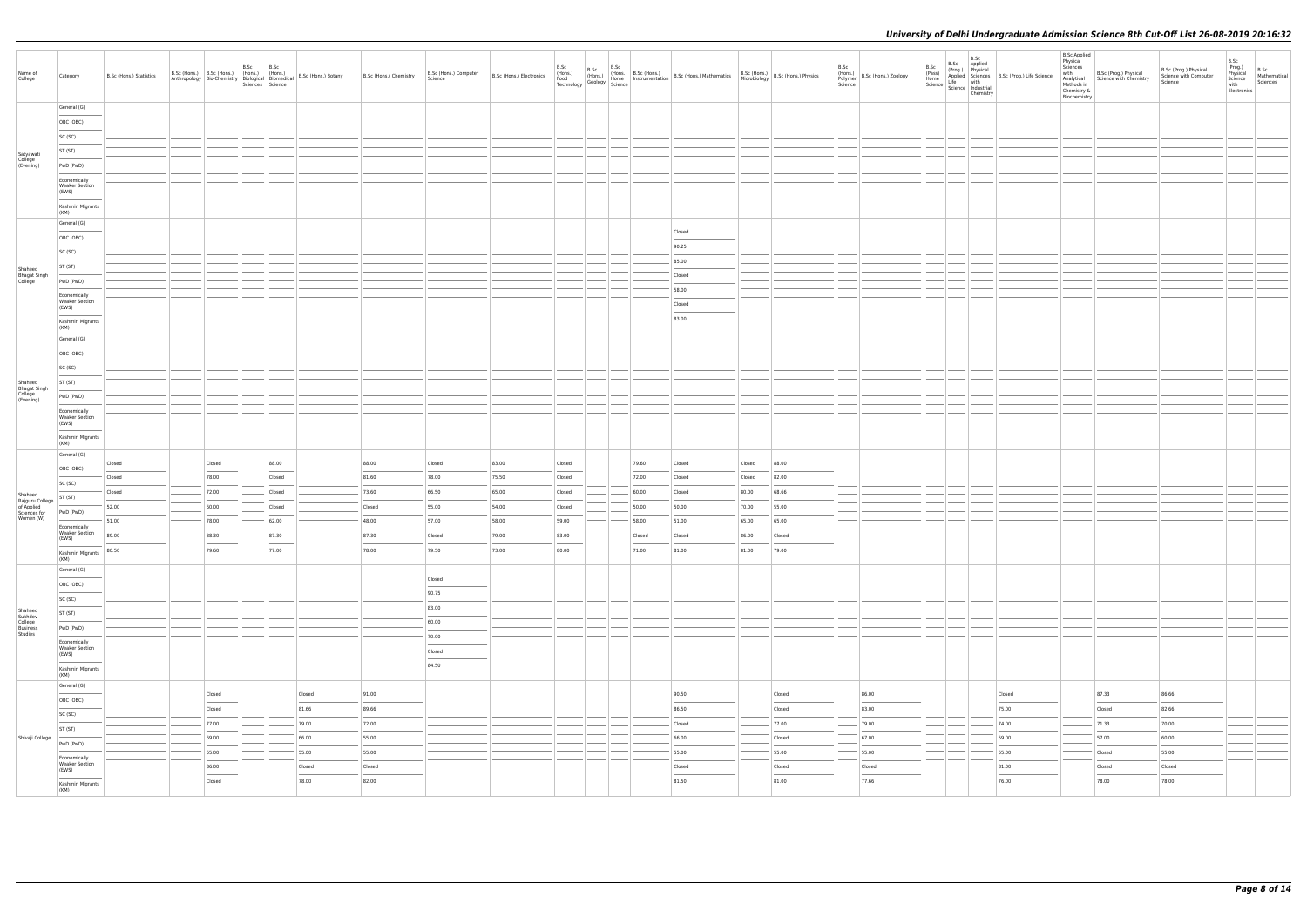| Name of College | Category | B.Sc (Hons.) Statistics | B.Sc (Hons.) Anthropology | B.Sc (Hons.) Bio-Chemistry | B.Sc (Hons.) Biological Sciences | B.Sc (Hons.) Biomedical Science | B.Sc (Hons.) Botany | B.Sc (Hons.) Chemistry | B.Sc (Hons.) Computer Science | B.Sc (Hons.) Electronics | B.Sc (Hons.) Food Technology | B.Sc (Hons.) Geology | B.Sc (Hons.) Home Science | B.Sc (Hons.) Instrumentation | B.Sc (Hons.) Mathematics | B.Sc (Hons.) Microbiology | B.Sc (Hons.) Physics | B.Sc (Hons.) Polymer Science | B.Sc (Hons.) Zoology | B.Sc (Pass) Home Science | B.Sc (Prog.) Applied Life Science | B.Sc Applied Physical Sciences with Industrial Chemistry | B.Sc (Prog.) Life Science | B.Sc Applied Physical Sciences with Analytical Methods in Chemistry & Biochemistry | B.Sc (Prog.) Physical Science with Chemistry | B.Sc (Prog.) Physical Science with Computer Science | B.Sc (Prog.) Physical Science with Electronics | B.Sc Mathematical Sciences |
|---|---|---|---|---|---|---|---|---|---|---|---|---|---|---|---|---|---|---|---|---|---|---|---|---|---|---|---|---|
| Satyawati College (Evening) | General (G) | | | | | | | | | | | | | | | | | | | | | | | | | | | |
| | OBC (OBC) | | | | | | | | | | | | | | | | | | | | | | | | | | | |
| | SC (SC) | | | | | | | | | | | | | | | | | | | | | | | | | | | |
| | ST (ST) | | | | | | | | | | | | | | | | | | | | | | | | | | | |
| | PwD (PwD) | | | | | | | | | | | | | | | | | | | | | | | | | | | |
| | Economically Weaker Section (EWS) | | | | | | | | | | | | | | | | | | | | | | | | | | | |
| | Kashmiri Migrants (KM) | | | | | | | | | | | | | | | | | | | | | | | | | | | |
| Shaheed Bhagat Singh College | General (G) | | | | | | | | | | | | | | Closed | | | | | | | | | | | | | |
| | OBC (OBC) | | | | | | | | | | | | | | 90.25 | | | | | | | | | | | | | |
| | SC (SC) | | | | | | | | | | | | | | 85.00 | | | | | | | | | | | | | |
| | ST (ST) | | | | | | | | | | | | | | Closed | | | | | | | | | | | | | |
| | PwD (PwD) | | | | | | | | | | | | | | 58.00 | | | | | | | | | | | | | |
| | Economically Weaker Section (EWS) | | | | | | | | | | | | | | Closed | | | | | | | | | | | | | |
| | Kashmiri Migrants (KM) | | | | | | | | | | | | | | 83.00 | | | | | | | | | | | | | |
| Shaheed Bhagat Singh College (Evening) | General (G) | | | | | | | | | | | | | | | | | | | | | | | | | | | |
| | OBC (OBC) | | | | | | | | | | | | | | | | | | | | | | | | | | | |
| | SC (SC) | | | | | | | | | | | | | | | | | | | | | | | | | | | |
| | ST (ST) | | | | | | | | | | | | | | | | | | | | | | | | | | | |
| | PwD (PwD) | | | | | | | | | | | | | | | | | | | | | | | | | | | |
| | Economically Weaker Section (EWS) | | | | | | | | | | | | | | | | | | | | | | | | | | | |
| | Kashmiri Migrants (KM) | | | | | | | | | | | | | | | | | | | | | | | | | | | |
| Shaheed Rajguru College of Applied Sciences for Women (W) | General (G) | Closed | | Closed | | 88.00 | | 88.00 | Closed | 83.00 | Closed | | | 79.60 | Closed | Closed | 88.00 | | | | | | | | | | | |
| | OBC (OBC) | Closed | | 78.00 | | Closed | | 81.60 | 78.00 | 75.50 | Closed | | | 72.00 | Closed | Closed | 82.00 | | | | | | | | | | | |
| | SC (SC) | Closed | | 72.00 | | Closed | | 73.60 | 66.50 | 65.00 | Closed | | | 60.00 | Closed | 80.00 | 68.66 | | | | | | | | | | | |
| | ST (ST) | 52.00 | | 60.00 | | Closed | | Closed | 55.00 | 54.00 | Closed | | | 50.00 | 50.00 | 70.00 | 55.00 | | | | | | | | | | | |
| | PwD (PwD) | 51.00 | | 78.00 | | 62.00 | | 48.00 | 57.00 | 58.00 | 59.00 | | | 58.00 | 51.00 | 65.00 | 65.00 | | | | | | | | | | | |
| | Economically Weaker Section (EWS) | 89.00 | | 88.30 | | 87.30 | | 87.30 | Closed | 79.00 | 83.00 | | | Closed | Closed | 86.00 | Closed | | | | | | | | | | | |
| | Kashmiri Migrants (KM) | 80.50 | | 79.60 | | 77.00 | | 78.00 | 79.50 | 73.00 | 80.00 | | | 71.00 | 81.00 | 81.00 | 79.00 | | | | | | | | | | | |
| Shaheed Sukhdev College Business Studies | General (G) | | | | | | | | Closed | | | | | | | | | | | | | | | | | | | |
| | OBC (OBC) | | | | | | | | 90.75 | | | | | | | | | | | | | | | | | | | |
| | SC (SC) | | | | | | | | 83.00 | | | | | | | | | | | | | | | | | | | |
| | ST (ST) | | | | | | | | 60.00 | | | | | | | | | | | | | | | | | | | |
| | PwD (PwD) | | | | | | | | 70.00 | | | | | | | | | | | | | | | | | | | |
| | Economically Weaker Section (EWS) | | | | | | | | Closed | | | | | | | | | | | | | | | | | | | |
| | Kashmiri Migrants (KM) | | | | | | | | 84.50 | | | | | | | | | | | | | | | | | | | |
| Shivaji College | General (G) | | | Closed | | | Closed | 91.00 | | | | | | | 90.50 | | Closed | | 86.00 | | | | Closed | | 87.33 | 86.66 | | |
| | OBC (OBC) | | | Closed | | | 81.66 | 89.66 | | | | | | | 86.50 | | Closed | | 83.00 | | | | 75.00 | | Closed | 82.66 | | |
| | SC (SC) | | | 77.00 | | | 79.00 | 72.00 | | | | | | | Closed | | 77.00 | | 79.00 | | | | 74.00 | | 71.33 | 70.00 | | |
| | ST (ST) | | | 69.00 | | | 66.00 | 55.00 | | | | | | | 66.00 | | Closed | | 67.00 | | | | 59.00 | | 57.00 | 60.00 | | |
| | PwD (PwD) | | | 55.00 | | | 55.00 | 55.00 | | | | | | | 55.00 | | 55.00 | | 55.00 | | | | 55.00 | | Closed | 55.00 | | |
| | Economically Weaker Section (EWS) | | | 86.00 | | | Closed | Closed | | | | | | | Closed | | Closed | | Closed | | | | 81.00 | | Closed | Closed | | |
| | Kashmiri Migrants (KM) | | | Closed | | | 78.00 | 82.00 | | | | | | | 81.50 | | 81.00 | | 77.66 | | | | 76.00 | | 78.00 | 78.00 | | |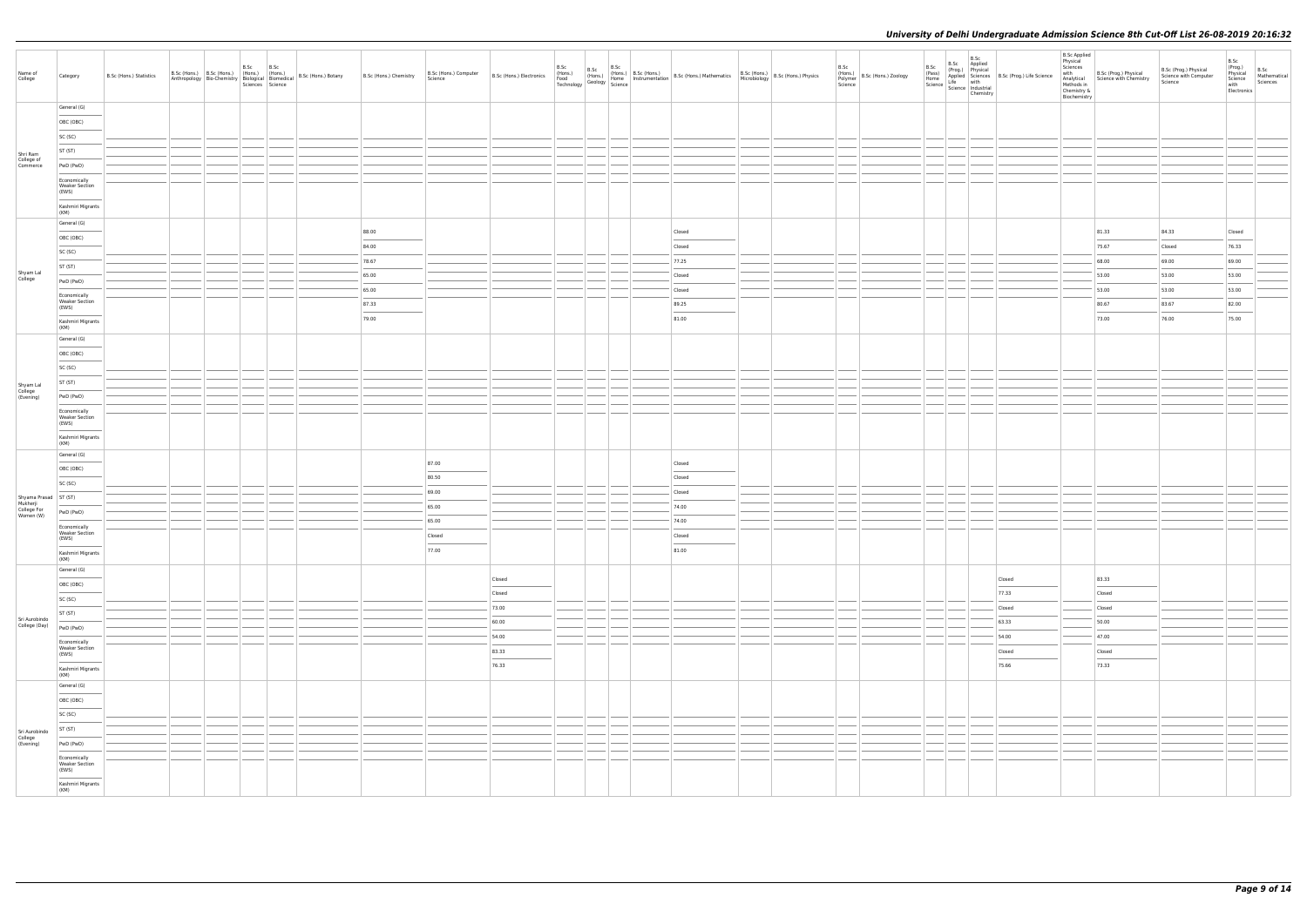| Name of College | Category | B.Sc (Hons.) Statistics | B.Sc (Hons.) Anthropology | B.Sc (Hons.) Bio-Chemistry | B.Sc (Hons.) Biological Sciences | B.Sc (Hons.) Biomedical Science | B.Sc (Hons.) Botany | B.Sc (Hons.) Chemistry | B.Sc (Hons.) Computer Science | B.Sc (Hons.) Electronics | B.Sc (Hons.) Food Technology | B.Sc (Hons.) Geology | B.Sc (Hons.) Home Science | B.Sc (Hons.) Instrumentation | B.Sc (Hons.) Mathematics | B.Sc (Hons.) Microbiology | B.Sc (Hons.) Physics | B.Sc (Hons.) Polymer Science | B.Sc (Hons.) Zoology | B.Sc (Pass) Home Science | B.Sc (Prog.) Applied Life Science | B.Sc Applied Physical Sciences with Industrial Chemistry | B.Sc (Prog.) Life Science | B.Sc Applied Physical Sciences with Analytical Methods in Chemistry & Biochemistry | B.Sc (Prog.) Physical Science with Chemistry | B.Sc (Prog.) Physical Science with Computer Science | B.Sc (Prog.) Physical Science with Electronics | B.Sc Mathematical Sciences |
|---|---|---|---|---|---|---|---|---|---|---|---|---|---|---|---|---|---|---|---|---|---|---|---|---|---|---|---|---|
| Shri Ram College of Commerce | General (G) | | | | | | | | | | | | | | | | | | | | | | | | | | | |
| | OBC (OBC) | | | | | | | | | | | | | | | | | | | | | | | | | | | |
| | SC (SC) | | | | | | | | | | | | | | | | | | | | | | | | | | | |
| | ST (ST) | | | | | | | | | | | | | | | | | | | | | | | | | | | |
| | PwD (PwD) | | | | | | | | | | | | | | | | | | | | | | | | | | | |
| | Economically Weaker Section (EWS) | | | | | | | | | | | | | | | | | | | | | | | | | | | |
| | Kashmiri Migrants (KM) | | | | | | | | | | | | | | | | | | | | | | | | | | | |
| Shyam Lal College | General (G) | | | | | | | 88.00 | | | | | | | Closed | | | | | | | | | | 81.33 | 84.33 | Closed | |
| | OBC (OBC) | | | | | | | 84.00 | | | | | | | Closed | | | | | | | | | | 75.67 | Closed | 76.33 | |
| | SC (SC) | | | | | | | 78.67 | | | | | | | 77.25 | | | | | | | | | | 68.00 | 69.00 | 69.00 | |
| | ST (ST) | | | | | | | 65.00 | | | | | | | Closed | | | | | | | | | | 53.00 | 53.00 | 53.00 | |
| | PwD (PwD) | | | | | | | 65.00 | | | | | | | Closed | | | | | | | | | | 53.00 | 53.00 | 53.00 | |
| | Economically Weaker Section (EWS) | | | | | | | 87.33 | | | | | | | 89.25 | | | | | | | | | | 80.67 | 83.67 | 82.00 | |
| | Kashmiri Migrants (KM) | | | | | | | 79.00 | | | | | | | 81.00 | | | | | | | | | | 73.00 | 76.00 | 75.00 | |
| Shyam Lal College (Evening) | General (G) | | | | | | | | | | | | | | | | | | | | | | | | | | | |
| | OBC (OBC) | | | | | | | | | | | | | | | | | | | | | | | | | | | |
| | SC (SC) | | | | | | | | | | | | | | | | | | | | | | | | | | | |
| | ST (ST) | | | | | | | | | | | | | | | | | | | | | | | | | | | |
| | PwD (PwD) | | | | | | | | | | | | | | | | | | | | | | | | | | | |
| | Economically Weaker Section (EWS) | | | | | | | | | | | | | | | | | | | | | | | | | | | |
| | Kashmiri Migrants (KM) | | | | | | | | | | | | | | | | | | | | | | | | | | | |
| Shyama Prasad Mukherji College For Women (W) | General (G) | | | | | | | | 87.00 | | | | | | Closed | | | | | | | | | | | | | |
| | OBC (OBC) | | | | | | | | 80.50 | | | | | | Closed | | | | | | | | | | | | | |
| | SC (SC) | | | | | | | | 69.00 | | | | | | Closed | | | | | | | | | | | | | |
| | ST (ST) | | | | | | | | 65.00 | | | | | | 74.00 | | | | | | | | | | | | | |
| | PwD (PwD) | | | | | | | | 65.00 | | | | | | 74.00 | | | | | | | | | | | | | |
| | Economically Weaker Section (EWS) | | | | | | | | Closed | | | | | | Closed | | | | | | | | | | | | | |
| | Kashmiri Migrants (KM) | | | | | | | | 77.00 | | | | | | 81.00 | | | | | | | | | | | | | |
| Sri Aurobindo College (Day) | General (G) | | | | | | | | | Closed | | | | | | | | | | | | | Closed | | 83.33 | | | |
| | OBC (OBC) | | | | | | | | | Closed | | | | | | | | | | | | | 77.33 | | Closed | | | |
| | SC (SC) | | | | | | | | | 73.00 | | | | | | | | | | | | | Closed | | Closed | | | |
| | ST (ST) | | | | | | | | | 60.00 | | | | | | | | | | | | | 63.33 | | 50.00 | | | |
| | PwD (PwD) | | | | | | | | | 54.00 | | | | | | | | | | | | | 54.00 | | 47.00 | | | |
| | Economically Weaker Section (EWS) | | | | | | | | | 83.33 | | | | | | | | | | | | | Closed | | Closed | | | |
| | Kashmiri Migrants (KM) | | | | | | | | | 76.33 | | | | | | | | | | | | | 75.66 | | 73.33 | | | |
| Sri Aurobindo College (Evening) | General (G) | | | | | | | | | | | | | | | | | | | | | | | | | | | |
| | OBC (OBC) | | | | | | | | | | | | | | | | | | | | | | | | | | | |
| | SC (SC) | | | | | | | | | | | | | | | | | | | | | | | | | | | |
| | ST (ST) | | | | | | | | | | | | | | | | | | | | | | | | | | | |
| | PwD (PwD) | | | | | | | | | | | | | | | | | | | | | | | | | | | |
| | Economically Weaker Section (EWS) | | | | | | | | | | | | | | | | | | | | | | | | | | | |
| | Kashmiri Migrants (KM) | | | | | | | | | | | | | | | | | | | | | | | | | | | |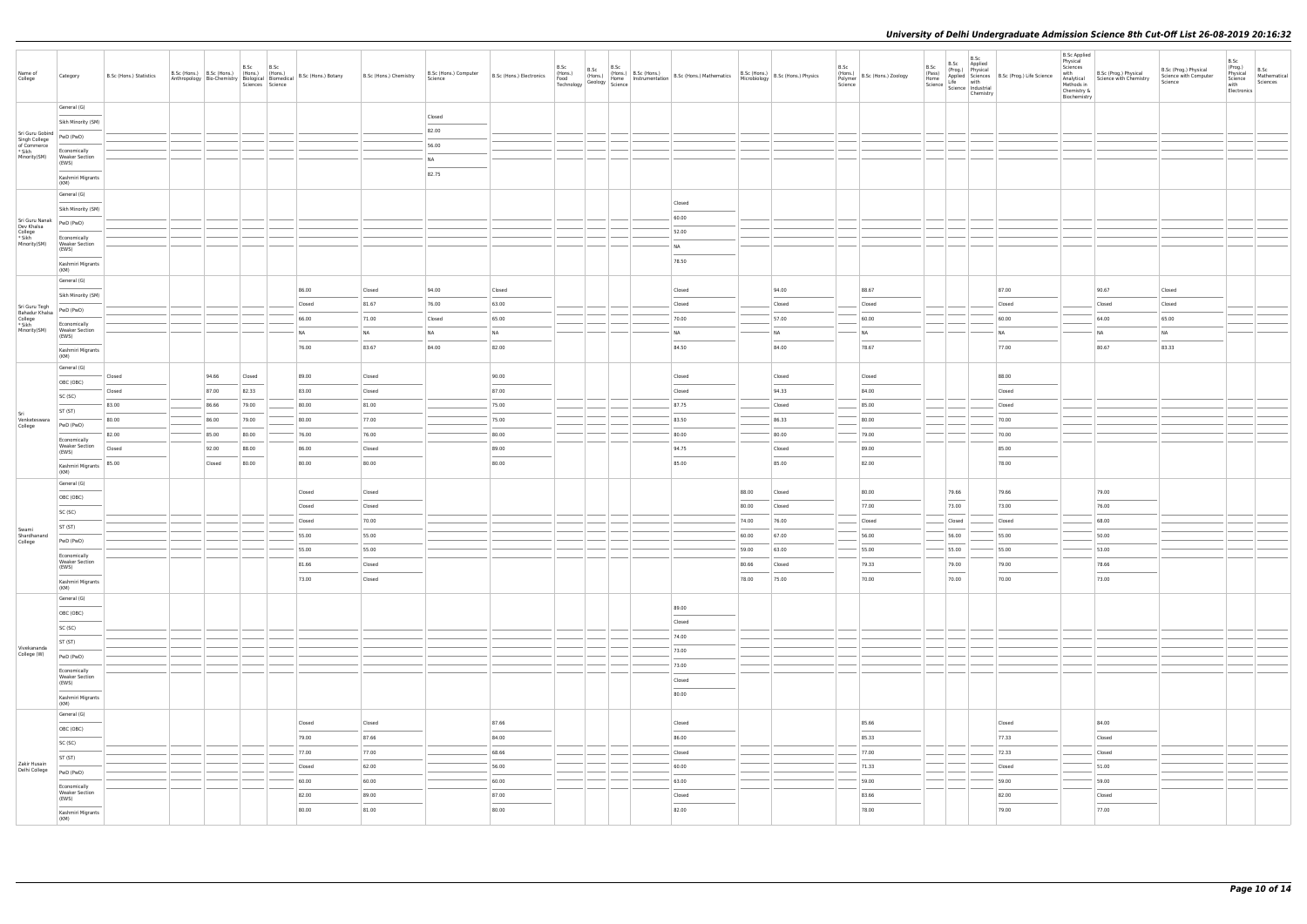| Name of College | Category | B.Sc (Hons.) Statistics | B.Sc (Hons.) Anthropology | B.Sc (Hons.) Bio-Chemistry | B.Sc (Hons.) Biological Sciences | B.Sc (Hons.) Biomedical Science | B.Sc (Hons.) Botany | B.Sc (Hons.) Chemistry | B.Sc (Hons.) Computer Science | B.Sc (Hons.) Electronics | B.Sc (Hons.) Food Technology | B.Sc (Hons.) Geology | B.Sc (Hons.) Home Science | B.Sc (Hons.) Instrumentation | B.Sc (Hons.) Mathematics | B.Sc (Hons.) Microbiology | B.Sc (Hons.) Physics | B.Sc (Hons.) Polymer Science | B.Sc (Hons.) Zoology | B.Sc (Pass) Home Science | B.Sc (Prog.) Applied Life Science | B.Sc Applied Physical Sciences with Industrial Chemistry | B.Sc (Prog.) Life Science | B.Sc Applied Physical Sciences with Analytical Methods in Chemistry & Biochemistry | B.Sc (Prog.) Physical Science with Chemistry | B.Sc (Prog.) Physical Science with Computer Science | B.Sc (Prog.) Physical Science with Electronics | B.Sc Mathematical Sciences |
|---|---|---|---|---|---|---|---|---|---|---|---|---|---|---|---|---|---|---|---|---|---|---|---|---|---|---|---|---|
| Sri Guru Gobind Singh College of Commerce * Sikh Minority(SM) | General (G) | | | | | | | | Closed | | | | | | | | | | | | | | | | | | | |
| | Sikh Minority (SM) | | | | | | | | 82.00 | | | | | | | | | | | | | | | | | | | |
| | PwD (PwD) | | | | | | | | 56.00 | | | | | | | | | | | | | | | | | | | |
| | Economically Weaker Section (EWS) | | | | | | | | NA | | | | | | | | | | | | | | | | | | | |
| | Kashmiri Migrants (KM) | | | | | | | | 82.75 | | | | | | | | | | | | | | | | | | | |
| Sri Guru Nanak Dev Khalsa College * Sikh Minority(SM) | General (G) | | | | | | | | | | | | | | Closed | | | | | | | | | | | | | |
| | Sikh Minority (SM) | | | | | | | | | | | | | | 60.00 | | | | | | | | | | | | | |
| | PwD (PwD) | | | | | | | | | | | | | | 52.00 | | | | | | | | | | | | | |
| | Economically Weaker Section (EWS) | | | | | | | | | | | | | | NA | | | | | | | | | | | | | |
| | Kashmiri Migrants (KM) | | | | | | | | | | | | | | 78.50 | | | | | | | | | | | | | |
| Sri Guru Tegh Bahadur Khalsa College * Sikh Minority(SM) | General (G) | | | | | | 86.00 | Closed | 94.00 | Closed | | | | | Closed | | 94.00 | | 88.67 | | | | 87.00 | | 90.67 | Closed | | |
| | Sikh Minority (SM) | | | | | | Closed | 81.67 | 76.00 | 63.00 | | | | | Closed | | Closed | | Closed | | | | Closed | | Closed | Closed | | |
| | PwD (PwD) | | | | | | 66.00 | 71.00 | Closed | 65.00 | | | | | 70.00 | | 57.00 | | 60.00 | | | | 60.00 | | 64.00 | 65.00 | | |
| | Economically Weaker Section (EWS) | | | | | | NA | NA | NA | NA | | | | | NA | | NA | | NA | | | | NA | | NA | NA | | |
| | Kashmiri Migrants (KM) | | | | | | 76.00 | 83.67 | 84.00 | 82.00 | | | | | 84.50 | | 84.00 | | 78.67 | | | | 77.00 | | 80.67 | 83.33 | | |
| Sri Venkateswara College | General (G) | Closed | | 94.66 | Closed | | 89.00 | Closed | | 90.00 | | | | | Closed | | Closed | | Closed | | | | 88.00 | | | | | |
| | OBC (OBC) | Closed | | 87.00 | 82.33 | | 83.00 | Closed | | 87.00 | | | | | Closed | | 94.33 | | 84.00 | | | | Closed | | | | | |
| | SC (SC) | 83.00 | | 86.66 | 79.00 | | 80.00 | 81.00 | | 75.00 | | | | | 87.75 | | Closed | | 85.00 | | | | Closed | | | | | |
| | ST (ST) | 80.00 | | 86.00 | 79.00 | | 80.00 | 77.00 | | 75.00 | | | | | 83.50 | | 86.33 | | 80.00 | | | | 70.00 | | | | | |
| | PwD (PwD) | 82.00 | | 85.00 | 80.00 | | 76.00 | 76.00 | | 80.00 | | | | | 80.00 | | 80.00 | | 79.00 | | | | 70.00 | | | | | |
| | Economically Weaker Section (EWS) | Closed | | 92.00 | 88.00 | | 86.00 | Closed | | 89.00 | | | | | 94.75 | | Closed | | 89.00 | | | | 85.00 | | | | | |
| | Kashmiri Migrants (KM) | 85.00 | | Closed | 80.00 | | 80.00 | 80.00 | | 80.00 | | | | | 85.00 | | 85.00 | | 82.00 | | | | 78.00 | | | | | |
| Swami Shardhanand College | General (G) | | | | | | Closed | Closed | | | | | | | | 88.00 | Closed | | 80.00 | | 79.66 | | 79.66 | | 79.00 | | | |
| | OBC (OBC) | | | | | | Closed | Closed | | | | | | | | 80.00 | Closed | | 77.00 | | 73.00 | | 73.00 | | 76.00 | | | |
| | SC (SC) | | | | | | Closed | 70.00 | | | | | | | | 74.00 | 76.00 | | Closed | | Closed | | Closed | | 68.00 | | | |
| | ST (ST) | | | | | | 55.00 | 55.00 | | | | | | | | 60.00 | 67.00 | | 56.00 | | 56.00 | | 55.00 | | 50.00 | | | |
| | PwD (PwD) | | | | | | 55.00 | 55.00 | | | | | | | | 59.00 | 63.00 | | 55.00 | | 55.00 | | 55.00 | | 53.00 | | | |
| | Economically Weaker Section (EWS) | | | | | | 81.66 | Closed | | | | | | | | 80.66 | Closed | | 79.33 | | 79.00 | | 79.00 | | 78.66 | | | |
| | Kashmiri Migrants (KM) | | | | | | 73.00 | Closed | | | | | | | | 78.00 | 75.00 | | 70.00 | | 70.00 | | 70.00 | | 73.00 | | | |
| Vivekananda College (W) | General (G) | | | | | | | | | | | | | | 89.00 | | | | | | | | | | | | | |
| | OBC (OBC) | | | | | | | | | | | | | | Closed | | | | | | | | | | | | | |
| | SC (SC) | | | | | | | | | | | | | | 74.00 | | | | | | | | | | | | | |
| | ST (ST) | | | | | | | | | | | | | | 73.00 | | | | | | | | | | | | | |
| | PwD (PwD) | | | | | | | | | | | | | | 73.00 | | | | | | | | | | | | | |
| | Economically Weaker Section (EWS) | | | | | | | | | | | | | | Closed | | | | | | | | | | | | | |
| | Kashmiri Migrants (KM) | | | | | | | | | | | | | | 80.00 | | | | | | | | | | | | | |
| Zakir Husain Delhi College | General (G) | | | | | | Closed | Closed | | 87.66 | | | | | Closed | | | | 85.66 | | | | Closed | | 84.00 | | | |
| | OBC (OBC) | | | | | | 79.00 | 87.66 | | 84.00 | | | | | 86.00 | | | | 85.33 | | | | 77.33 | | Closed | | | |
| | SC (SC) | | | | | | 77.00 | 77.00 | | 68.66 | | | | | Closed | | | | 77.00 | | | | 72.33 | | Closed | | | |
| | ST (ST) | | | | | | Closed | 62.00 | | 56.00 | | | | | 60.00 | | | | 71.33 | | | | Closed | | 51.00 | | | |
| | PwD (PwD) | | | | | | 60.00 | 60.00 | | 60.00 | | | | | 63.00 | | | | 59.00 | | | | 59.00 | | 59.00 | | | |
| | Economically Weaker Section (EWS) | | | | | | 82.00 | 89.00 | | 87.00 | | | | | Closed | | | | 83.66 | | | | 82.00 | | Closed | | | |
| | Kashmiri Migrants (KM) | | | | | | 80.00 | 81.00 | | 80.00 | | | | | 82.00 | | | | 78.00 | | | | 79.00 | | 77.00 | | | |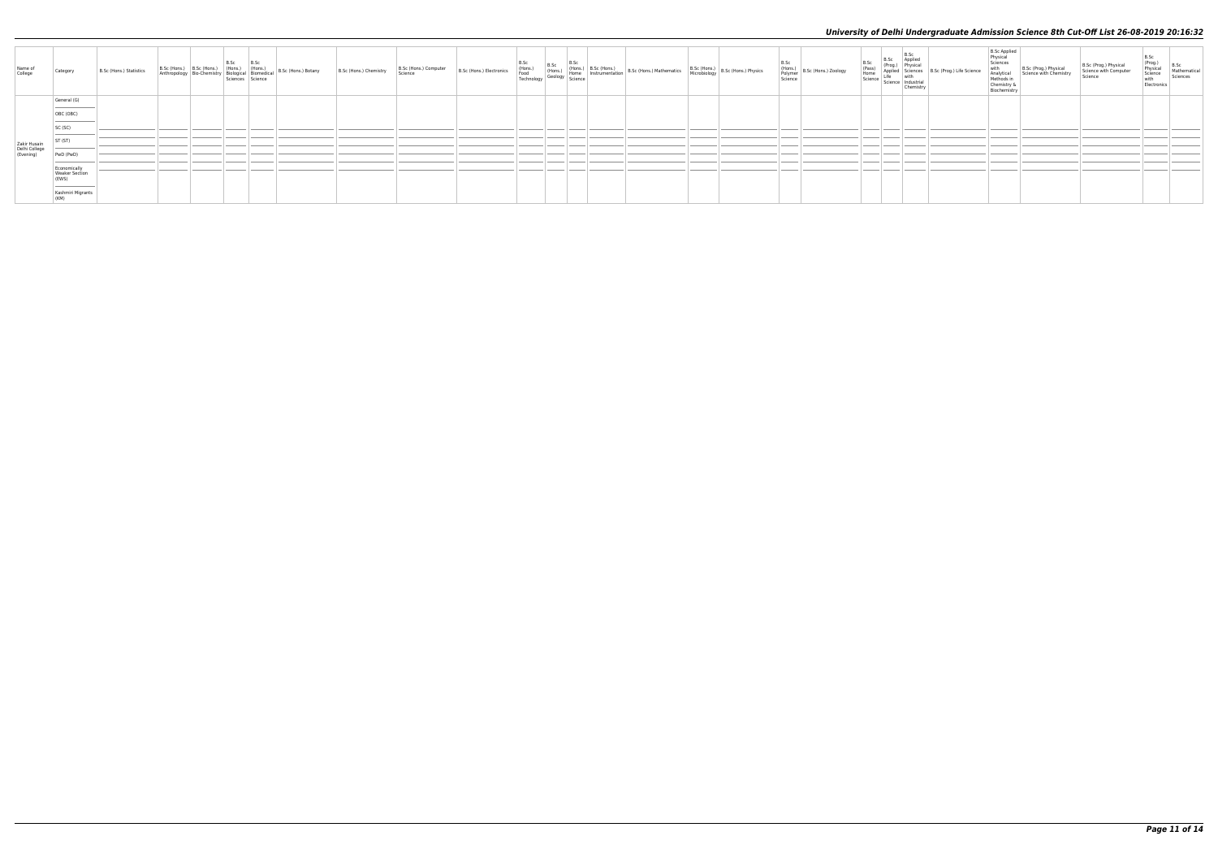# University of Delhi Undergraduate Admission Science 8th Cut-Off List 26-08-2019 20:16:32

| Name of College | Category | B.Sc (Hons.) Statistics | B.Sc (Hons.) Anthropology | B.Sc (Hons.) Bio-Chemistry | B.Sc (Hons.) Biological Sciences | B.Sc (Hons.) Biomedical Science | B.Sc (Hons.) Botany | B.Sc (Hons.) Chemistry | B.Sc (Hons.) Computer Science | B.Sc (Hons.) Electronics | B.Sc (Hons.) Food Technology | B.Sc (Hons.) Geology | B.Sc (Hons.) Home Science | B.Sc (Hons.) Instrumentation | B.Sc (Hons.) Mathematics | B.Sc (Hons.) Microbiology | B.Sc (Hons.) Physics | B.Sc (Hons.) Polymer Science | B.Sc (Hons.) Zoology | B.Sc (Pass) Home Science | B.Sc (Prog.) Applied Life Science | B.Sc Applied Physical Sciences with Industrial Chemistry | B.Sc (Prog.) Life Science | B.Sc Applied Physical Sciences with Analytical Methods in Chemistry & Biochemistry | B.Sc (Prog.) Physical Science with Chemistry | B.Sc (Prog.) Physical Science with Computer Science | B.Sc (Prog.) Physical Science with Electronics | B.Sc Mathematical Sciences |
|---|---|---|---|---|---|---|---|---|---|---|---|---|---|---|---|---|---|---|---|---|---|---|---|---|---|---|---|---|
| Zakir Husain Delhi College (Evening) | General (G) | | | | | | | | | | | | | | | | | | | | | | | | | | | |
| | OBC (OBC) | | | | | | | | | | | | | | | | | | | | | | | | | | | |
| | SC (SC) | | | | | | | | | | | | | | | | | | | | | | | | | | | |
| | ST (ST) | | | | | | | | | | | | | | | | | | | | | | | | | | | |
| | PwD (PwD) | | | | | | | | | | | | | | | | | | | | | | | | | | | |
| | Economically Weaker Section (EWS) | | | | | | | | | | | | | | | | | | | | | | | | | | | |
| | Kashmiri Migrants (KM) | | | | | | | | | | | | | | | | | | | | | | | | | | | |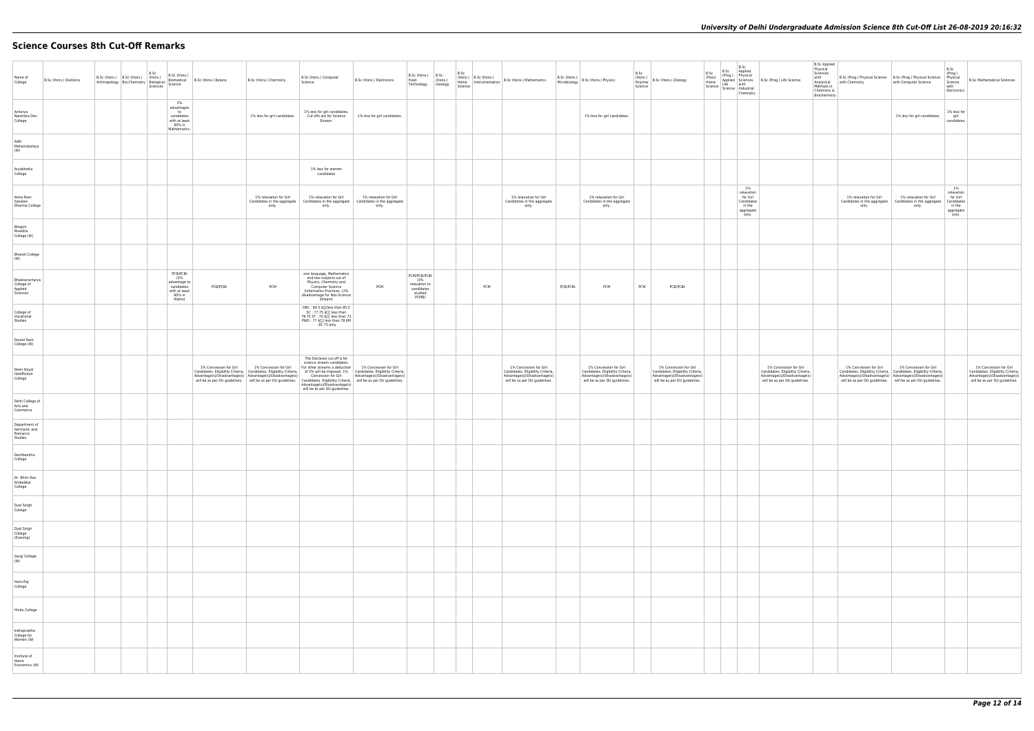# Science Courses 8th Cut-Off Remarks

| Name of College | B.Sc (Hons.) Statistics | B.Sc (Hons.) Anthropology | B.Sc (Hons.) Bio-Chemistry | B.Sc (Hons.) Biological Sciences | B.Sc (Hons.) Biomedical Science | B.Sc (Hons.) Botany | B.Sc (Hons.) Chemistry | B.Sc (Hons.) Computer Science | B.Sc (Hons.) Electronics | B.Sc (Hons.) Food Technology | B.Sc (Hons.) Geology | B.Sc (Hons.) Home Science | B.Sc (Hons.) Instrumentation | B.Sc (Hons.) Mathematics | B.Sc (Hons.) Microbiology | B.Sc (Hons.) Physics | B.Sc (Hons.) Polymer Science | B.Sc (Hons.) Zoology | B.Sc (Pass) Home Science | B.Sc (Prog.) Applied Life Science | B.Sc Applied Physical Sciences with Industrial Chemistry | B.Sc (Prog.) Life Science | B.Sc Applied Physical Sciences with Analytical Methods in Chemistry & Biochemistry | B.Sc (Prog.) Physical Science with Chemistry | B.Sc (Prog.) Physical Science with Computer Science | B.Sc (Prog.) Physical Science with Electronics | B.Sc Mathematical Sciences |
|---|---|---|---|---|---|---|---|---|---|---|---|---|---|---|---|---|---|---|---|---|---|---|---|---|---|---|---|
| Acharya Narendra Dev College | | | | | 3% advantages to candidates with at least 60% in Mathematics. | | 1% less for girl candidates. | 1% less for girl candidates. Cut offs are for Science Stream. | 1% less for girl candidates. | | | | | | | 1% less for girl candidates. | | | | | | | | | 1% less for girl candidates. | 1% less for girl candidates. | |
| Aditi Mahavidyalaya (W) | | | | | | | | | | | | | | | | | | | | | | | | | | | |
| Aryabhatta College | | | | | | | | 1% less for women candidates | | | | | | | | | | | | | | | | | | | |
| Atma Ram Sanatan Dharma College | | | | | | | 1% relaxation for Girl Candidates in the aggregate only. | 1% relaxation for Girl Candidates in the aggregate only. | 1% relaxation for Girl Candidates in the aggregate only. | | | | | 1% relaxation for Girl Candidates in the aggregate only. | | 1% relaxation for Girl Candidates in the aggregate only. | | | | | 1% relaxation for Girl Candidates in the aggregate only. | | | 1% relaxation for Girl Candidates in the aggregate only. | 1% relaxation for Girl Candidates in the aggregate only. | 1% relaxation for Girl Candidates in the aggregate only. | |
| Bhagini Nivedita College (W) | | | | | | | | | | | | | | | | | | | | | | | | | | | |
| Bharati College (W) | | | | | | | | | | | | | | | | | | | | | | | | | | | |
| Bhaskaracharya College of Applied Sciences | | | | | PCB/PCBt (3% advantage to candidates with at least 60% in Maths) | PCB/PCBt | PCM | one language, Mathematics and two subjects out of Physics, Chemistry and Computer Science /Informatics Practices. (2% disadvantage for Non-Science Stream) | PCM | PCM/PCB/PCBt (3% relaxation to candidates studied PCMB) | | | PCM | | PCB/PCBt | PCM | PCM | PCB/PCBt | | | | | | | | | |
| College of Vocational Studies | | | | | | | | OBC : 84.5 â less than 85.5 SC : 77.75 â less than 78.75 ST : 70 â less than 72 PWD : 77 â less than 78 KM : 81.75 only | | | | | | | | | | | | | | | | | | | |
| Daulat Ram College (W) | | | | | | | | | | | | | | | | | | | | | | | | | | | |
| Deen Dayal Upadhyaya College | | | | | | 1% Concession for Girl Candidates. Eligibility Criteria, Advantage(s)/Disadvantage(s) will be as per DU guidelines. | 1% Concession for Girl Candidates. Eligibility Criteria, Advantage(s)/Disadvantage(s) will be as per DU guidelines. | The Declared cut-off is for science stream candidates. For other streams a deduction of 2% will be imposed. 1% Concession for Girl Candidates. Eligibility Criteria, Advantage(s)/Disadvantage(s) will be as per DU guidelines. | 1% Concession for Girl Candidates. Eligibility Criteria, Advantage(s)/Disadvantage(s) will be as per DU guidelines. | | | | | 1% Concession for Girl Candidates. Eligibility Criteria, Advantage(s)/Disadvantage(s) will be as per DU guidelines. | | 1% Concession for Girl Candidates. Eligibility Criteria, Advantage(s)/Disadvantage(s) will be as per DU guidelines. | | 1% Concession for Girl Candidates. Eligibility Criteria, Advantage(s)/Disadvantage(s) will be as per DU guidelines. | | | | 1% Concession for Girl Candidates. Eligibility Criteria, Advantage(s)/Disadvantage(s) will be as per DU guidelines. | | 1% Concession for Girl Candidates. Eligibility Criteria, Advantage(s)/Disadvantage(s) will be as per DU guidelines. | 1% Concession for Girl Candidates. Eligibility Criteria, Advantage(s)/Disadvantage(s) will be as per DU guidelines. | | 1% Concession for Girl Candidates. Eligibility Criteria, Advantage(s)/Disadvantage(s) will be as per DU guidelines. |
| Delhi College of Arts and Commerce | | | | | | | | | | | | | | | | | | | | | | | | | | | |
| Department of Germanic and Romance Studies | | | | | | | | | | | | | | | | | | | | | | | | | | | |
| Deshbandhu College | | | | | | | | | | | | | | | | | | | | | | | | | | | |
| Dr. Bhim Rao Ambedkar College | | | | | | | | | | | | | | | | | | | | | | | | | | | |
| Dyal Singh College | | | | | | | | | | | | | | | | | | | | | | | | | | | |
| Dyal Singh College (Evening) | | | | | | | | | | | | | | | | | | | | | | | | | | | |
| Gargi College (W) | | | | | | | | | | | | | | | | | | | | | | | | | | | |
| Hans Raj College | | | | | | | | | | | | | | | | | | | | | | | | | | | |
| Hindu College | | | | | | | | | | | | | | | | | | | | | | | | | | | |
| Indraprastha College for Women (W) | | | | | | | | | | | | | | | | | | | | | | | | | | | |
| Institute of Home Economics (W) | | | | | | | | | | | | | | | | | | | | | | | | | | | |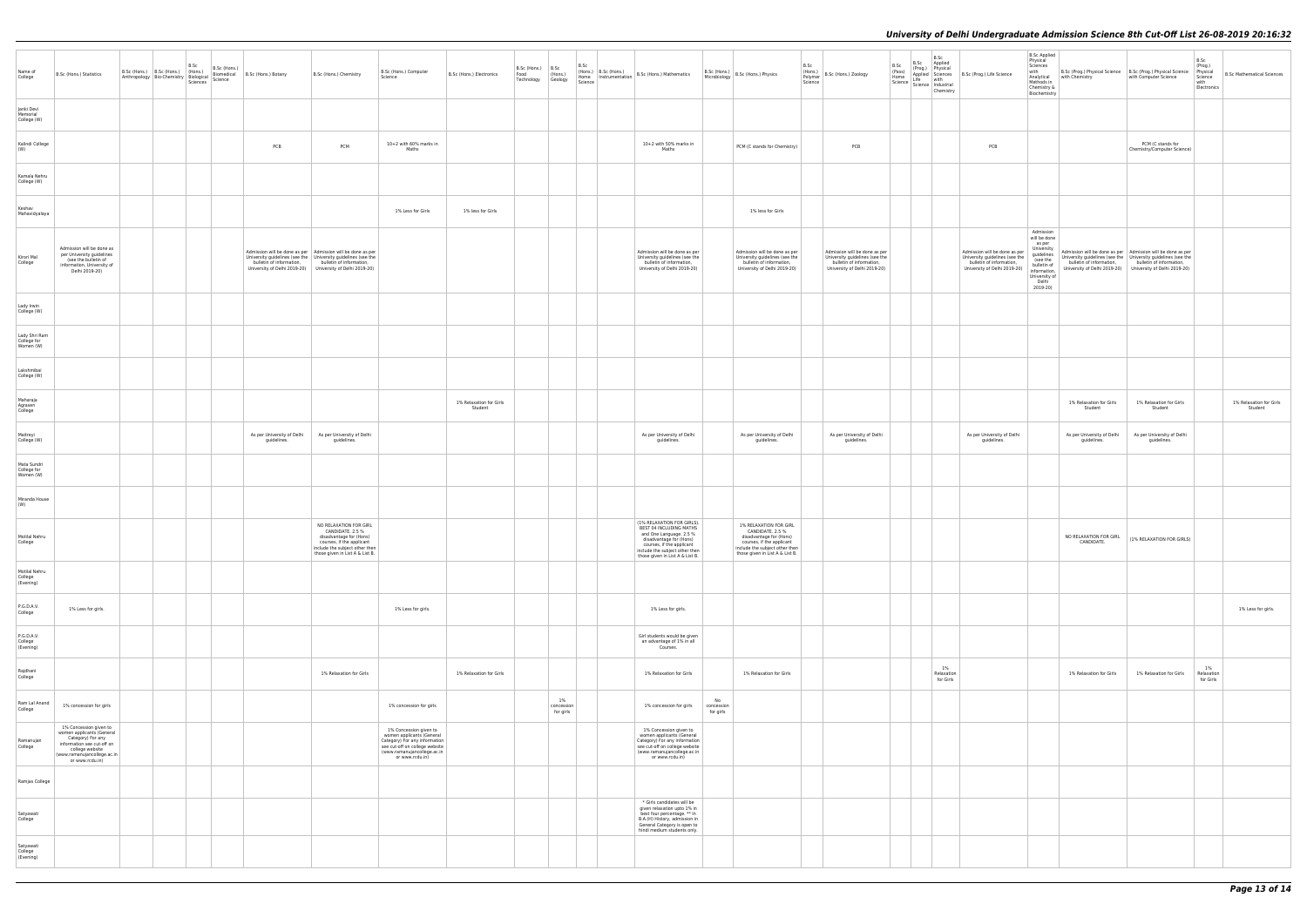# University of Delhi Undergraduate Admission Science 8th Cut-Off List 26-08-2019 20:16:32

| Name of College | B.Sc (Hons.) Statistics | B.Sc (Hons.) Anthropology | B.Sc (Hons.) Bio-Chemistry | B.Sc (Hons.) Biological Sciences | B.Sc (Hons.) Biomedical Science | B.Sc (Hons.) Botany | B.Sc (Hons.) Chemistry | B.Sc (Hons.) Computer Science | B.Sc (Hons.) Electronics | B.Sc (Hons.) Food Technology | B.Sc (Hons.) Geology | B.Sc (Hons.) Home Science | B.Sc (Hons.) Instrumentation | B.Sc (Hons.) Mathematics | B.Sc (Hons.) Microbiology | B.Sc (Hons.) Physics | B.Sc (Hons.) Polymer Science | B.Sc (Hons.) Zoology | B.Sc (Pass) Home Science | B.Sc (Prog.) Applied Life Science | B.Sc Applied Physical Sciences with Industrial Chemistry | B.Sc (Prog.) Life Science | B.Sc Applied Physical Sciences with Analytical Methods in Chemistry & Biochemistry | B.Sc (Prog.) Physical Science with Chemistry | B.Sc (Prog.) Physical Science with Computer Science | B.Sc (Prog.) Physical Science with Electronics | B.Sc Mathematical Sciences |
|---|---|---|---|---|---|---|---|---|---|---|---|---|---|---|---|---|---|---|---|---|---|---|---|---|---|---|---|
| Janki Devi Memorial College (W) | | | | | | | | | | | | | | | | | | | | | | | | | | | |
| Kalindi College (W) | | | | | | PCB | PCM | 10+2 with 60% marks in Maths | | | | | | 10+2 with 50% marks in Maths | | PCM (C stands for Chemistry) | | PCB | | | | PCB | | | PCM (C stands for Chemistry/Computer Science) | | |
| Kamala Nehru College (W) | | | | | | | | | | | | | | | | | | | | | | | | | | | |
| Keshav Mahavidyalaya | | | | | | | | 1% Less for Girls | 1% less for Girls | | | | | | | 1% less for Girls | | | | | | | | | | | |
| Kirori Mal College | Admission will be done as per University guidelines (see the bulletin of information, University of Delhi 2019-20) | | | | | Admission will be done as per University guidelines (see the bulletin of information, University of Delhi 2019-20) | Admission will be done as per University guidelines (see the bulletin of information, University of Delhi 2019-20) | | | | | | | Admission will be done as per University guidelines (see the bulletin of information, University of Delhi 2019-20) | | Admission will be done as per University guidelines (see the bulletin of information, University of Delhi 2019-20) | | Admission will be done as per University guidelines (see the bulletin of information, University of Delhi 2019-20) | | | | Admission will be done as per University guidelines (see the bulletin of information, University of Delhi 2019-20) | Admission will be done as per University guidelines (see the bulletin of information, University of Delhi 2019-20) | Admission will be done as per University guidelines (see the bulletin of information, University of Delhi 2019-20) | Admission will be done as per University guidelines (see the bulletin of information, University of Delhi 2019-20) | | |
| Lady Irwin College (W) | | | | | | | | | | | | | | | | | | | | | | | | | | | |
| Lady Shri Ram College for Women (W) | | | | | | | | | | | | | | | | | | | | | | | | | | | |
| Lakshmibai College (W) | | | | | | | | | | | | | | | | | | | | | | | | | | | |
| Maharaja Agrasen College | | | | | | | | | 1% Relaxation for Girls Student | | | | | | | | | | | | | | | 1% Relaxation for Girls Student | 1% Relaxation for Girls Student | | 1% Relaxation for Girls Student |
| Maitreyi College (W) | | | | | | As per University of Delhi guidelines. | As per University of Delhi guidelines. | | | | | | | As per University of Delhi guidelines. | | As per University of Delhi guidelines. | | As per University of Delhi guidelines. | | | | As per University of Delhi guidelines. | | As per University of Delhi guidelines. | As per University of Delhi guidelines. | | |
| Mata Sundri College for Women (W) | | | | | | | | | | | | | | | | | | | | | | | | | | | |
| Miranda House (W) | | | | | | | | | | | | | | | | | | | | | | | | | | | |
| Motilal Nehru College | | | | | | | NO RELAXATION FOR GIRL CANDIDATE. 2.5 % disadvantage for (Hons) courses, if the applicant include the subject other then those given in List A & List B. | | | | | | | (1% RELAXATION FOR GIRLS). BEST 04 INCLUDING MATHS and One Language. 2.5 % disadvantage for (Hons) courses, if the applicant include the subject other then those given in List A & List B. | | 1% RELAXATION FOR GIRL CANDIDATE. 2.5 % disadvantage for (Hons) courses, if the applicant include the subject other then those given in List A & List B. | | | | | | | | NO RELAXATION FOR GIRL CANDIDATE. | (1% RELAXATION FOR GIRLS) | | |
| Motilal Nehru College (Evening) | | | | | | | | | | | | | | | | | | | | | | | | | | | |
| P.G.D.A.V. College | 1% Less for girls. | | | | | | | 1% Less for girls. | | | | | | 1% Less for girls. | | | | | | | | | | | | | 1% Less for girls. |
| P.G.D.A.V. College (Evening) | | | | | | | | | | | | | | Girl students would be given an advantage of 1% in all Courses. | | | | | | | | | | | | | |
| Rajdhani College | | | | | | | 1% Relaxation for Girls | | 1% Relaxation for Girls | | | | | 1% Relaxation for Girls | | 1% Relaxation for Girls | | | | | 1% Relaxation for Girls | | | 1% Relaxation for Girls | 1% Relaxation for Girls | 1% Relaxation for Girls | |
| Ram Lal Anand College | 1% concession for girls | | | | | | | 1% concession for girls | | | 1% concession for girls | | | 1% concession for girls | No concession for girls | | | | | | | | | | | | |
| Ramanujan College | 1% Concession given to women applicants (General Category) For any information see cut-off on college website (www.ramanujancollege.ac.in or www.rcdu.in) | | | | | | | 1% Concession given to women applicants (General Category) For any information see cut-off on college website (www.ramanujancollege.ac.in or www.rcdu.in) | | | | | | 1% Concession given to women applicants (General Category) For any information see cut-off on college website (www.ramanujancollege.ac.in or www.rcdu.in) | | | | | | | | | | | | | |
| Ramjas College | | | | | | | | | | | | | | | | | | | | | | | | | | | |
| Satyawati College | | | | | | | | | | | | | | * Girls candidates will be given relaxation upto 1% in best four percentage. ** In B.A.(H) History, admission in General Category is open to hindi medium students only. | | | | | | | | | | | | | |
| Satyawati College (Evening) | | | | | | | | | | | | | | | | | | | | | | | | | | | |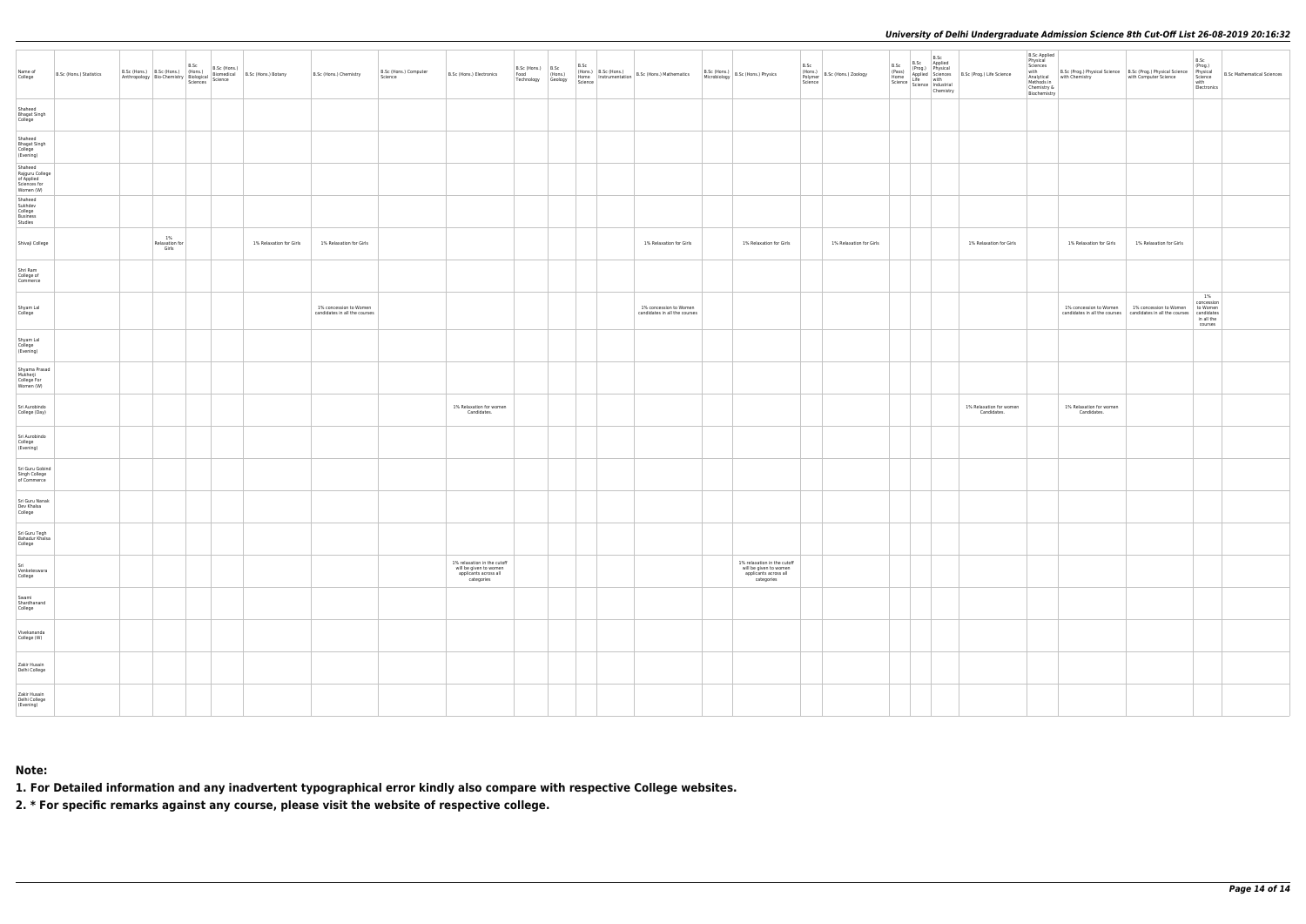| Name of College | B.Sc (Hons.) Statistics | B.Sc (Hons.) Anthropology | B.Sc (Hons.) Bio-Chemistry | B.Sc (Hons.) Biological Sciences | B.Sc (Hons.) Biomedical Science | B.Sc (Hons.) Botany | B.Sc (Hons.) Chemistry | B.Sc (Hons.) Computer Science | B.Sc (Hons.) Electronics | B.Sc (Hons.) Food Technology | B.Sc (Hons.) Geology | B.Sc (Hons.) Home Science | B.Sc (Hons.) Instrumentation | B.Sc (Hons.) Mathematics | B.Sc (Hons.) Microbiology | B.Sc (Hons.) Physics | B.Sc (Hons.) Polymer Science | B.Sc (Hons.) Zoology | B.Sc (Pass) Home Science | B.Sc (Prog.) Applied Life Science | B.Sc Applied Physical Sciences with Industrial Chemistry | B.Sc (Prog.) Life Science | B.Sc Applied Physical Sciences with Analytical Methods in Chemistry & Biochemistry | B.Sc (Prog.) Physical Science with Chemistry | B.Sc (Prog.) Physical Science with Computer Science | B.Sc (Prog.) Physical Science with Electronics | B.Sc Mathematical Sciences |
|---|---|---|---|---|---|---|---|---|---|---|---|---|---|---|---|---|---|---|---|---|---|---|---|---|---|---|---|
| Shaheed Bhagat Singh College | | | | | | | | | | | | | | | | | | | | | | | | | | | |
| Shaheed Bhagat Singh College (Evening) | | | | | | | | | | | | | | | | | | | | | | | | | | | |
| Shaheed Rajguru College of Applied Sciences for Women (W) | | | | | | | | | | | | | | | | | | | | | | | | | | | |
| Shaheed Sukhdev College Business Studies | | | | | | | | | | | | | | | | | | | | | | | | | | | |
| Shivaji College | | | 1% Relaxation for Girls | | | 1% Relaxation for Girls | 1% Relaxation for Girls | | | | | | | 1% Relaxation for Girls | | 1% Relaxation for Girls | | 1% Relaxation for Girls | | | | 1% Relaxation for Girls | | 1% Relaxation for Girls | 1% Relaxation for Girls | | |
| Shri Ram College of Commerce | | | | | | | | | | | | | | | | | | | | | | | | | | | |
| Shyam Lal College | | | | | | | 1% concession to Women candidates in all the courses | | | | | | | 1% concession to Women candidates in all the courses | | | | | | | | | | 1% concession to Women candidates in all the courses | 1% concession to Women candidates in all the courses | 1% concession to Women candidates in all the courses | |
| Shyam Lal College (Evening) | | | | | | | | | | | | | | | | | | | | | | | | | | | |
| Shyama Prasad Mukherji College For Women (W) | | | | | | | | | | | | | | | | | | | | | | | | | | | |
| Sri Aurobindo College (Day) | | | | | | | | | 1% Relaxation for women Candidates. | | | | | | | | | | | | | 1% Relaxation for women Candidates. | | 1% Relaxation for women Candidates. | | | |
| Sri Aurobindo College (Evening) | | | | | | | | | | | | | | | | | | | | | | | | | | | |
| Sri Guru Gobind Singh College of Commerce | | | | | | | | | | | | | | | | | | | | | | | | | | | |
| Sri Guru Nanak Dev Khalsa College | | | | | | | | | | | | | | | | | | | | | | | | | | | |
| Sri Guru Tegh Bahadur Khalsa College | | | | | | | | | | | | | | | | | | | | | | | | | | | |
| Sri Venkateswara College | | | | | | | | | 1% relaxation in the cutoff will be given to women applicants across all categories | | | | | | | 1% relaxation in the cutoff will be given to women applicants across all categories | | | | | | | | | | | |
| Swami Shardhanand College | | | | | | | | | | | | | | | | | | | | | | | | | | | |
| Vivekananda College (W) | | | | | | | | | | | | | | | | | | | | | | | | | | | |
| Zakir Husain Delhi College | | | | | | | | | | | | | | | | | | | | | | | | | | | |
| Zakir Husain Delhi College (Evening) | | | | | | | | | | | | | | | | | | | | | | | | | | | |

**Note:**

**1. For Detailed information and any inadvertent typographical error kindly also compare with respective College websites.**

**2. * For specific remarks against any course, please visit the website of respective college.**